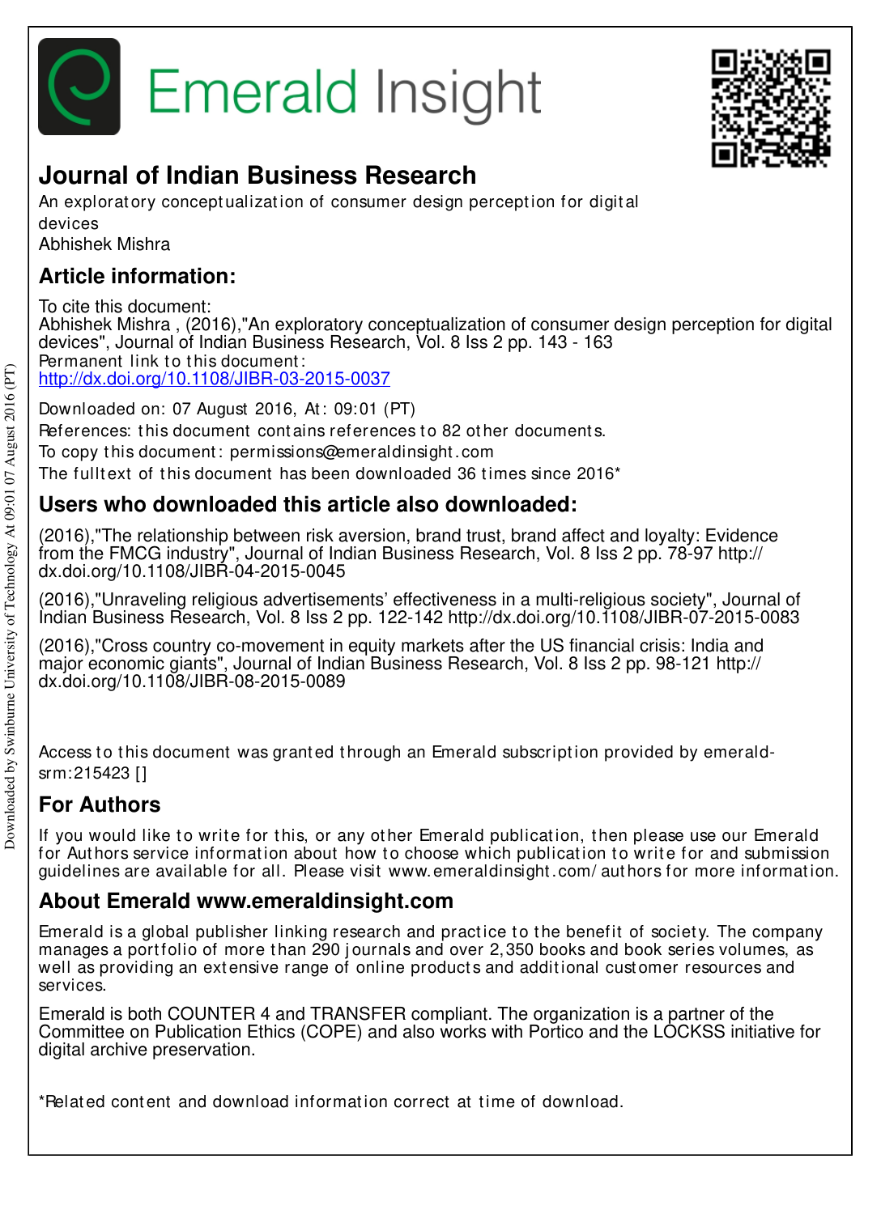# Emerald Insight

## Journal of Indian Business Research

An exploratory conceptualization of consumer design perception for digital devices

Abhishek Mishra

## Article information:

To cite this document:
Abhishek Mishra , (2016),"An exploratory conceptualization of consumer design perception for digital devices", Journal of Indian Business Research, Vol. 8 Iss 2 pp. 143 - 163
Permanent link to this document:
http://dx.doi.org/10.1108/JIBR-03-2015-0037

Downloaded on: 07 August 2016, At: 09:01 (PT)
References: this document contains references to 82 other documents.
To copy this document: permissions@emeraldinsight.com
The fulltext of this document has been downloaded 36 times since 2016*

## Users who downloaded this article also downloaded:

(2016),"The relationship between risk aversion, brand trust, brand affect and loyalty: Evidence from the FMCG industry", Journal of Indian Business Research, Vol. 8 Iss 2 pp. 78-97 http://dx.doi.org/10.1108/JIBR-04-2015-0045

(2016),"Unraveling religious advertisements' effectiveness in a multi-religious society", Journal of Indian Business Research, Vol. 8 Iss 2 pp. 122-142 http://dx.doi.org/10.1108/JIBR-07-2015-0083

(2016),"Cross country co-movement in equity markets after the US financial crisis: India and major economic giants", Journal of Indian Business Research, Vol. 8 Iss 2 pp. 98-121 http://dx.doi.org/10.1108/JIBR-08-2015-0089

Access to this document was granted through an Emerald subscription provided by emerald-srm:215423 []

## For Authors

If you would like to write for this, or any other Emerald publication, then please use our Emerald for Authors service information about how to choose which publication to write for and submission guidelines are available for all. Please visit www.emeraldinsight.com/authors for more information.

## About Emerald www.emeraldinsight.com

Emerald is a global publisher linking research and practice to the benefit of society. The company manages a portfolio of more than 290 journals and over 2,350 books and book series volumes, as well as providing an extensive range of online products and additional customer resources and services.

Emerald is both COUNTER 4 and TRANSFER compliant. The organization is a partner of the Committee on Publication Ethics (COPE) and also works with Portico and the LOCKSS initiative for digital archive preservation.

*Related content and download information correct at time of download.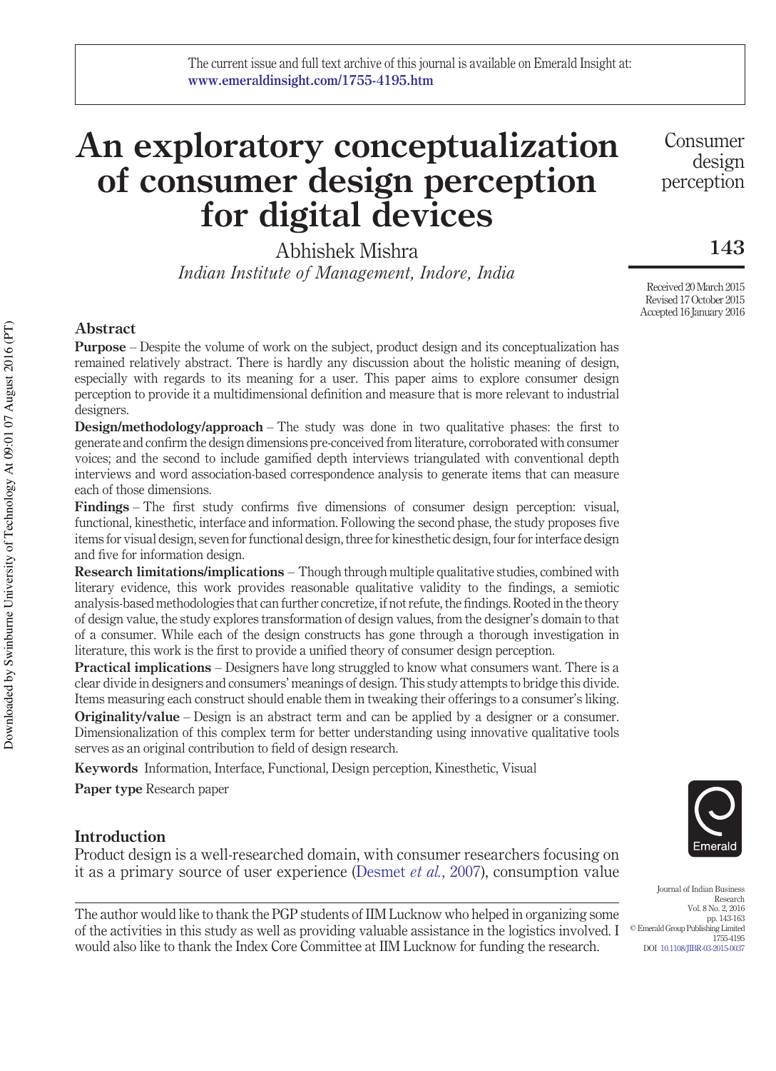# An exploratory conceptualization of consumer design perception for digital devices

Abhishek Mishra

*Indian Institute of Management, Indore, India*

Received 20 March 2015
Revised 17 October 2015
Accepted 16 January 2016

## Abstract

**Purpose** – Despite the volume of work on the subject, product design and its conceptualization has remained relatively abstract. There is hardly any discussion about the holistic meaning of design, especially with regards to its meaning for a user. This paper aims to explore consumer design perception to provide it a multidimensional definition and measure that is more relevant to industrial designers.

**Design/methodology/approach** – The study was done in two qualitative phases: the first to generate and confirm the design dimensions pre-conceived from literature, corroborated with consumer voices; and the second to include gamified depth interviews triangulated with conventional depth interviews and word association-based correspondence analysis to generate items that can measure each of those dimensions.

**Findings** – The first study confirms five dimensions of consumer design perception: visual, functional, kinesthetic, interface and information. Following the second phase, the study proposes five items for visual design, seven for functional design, three for kinesthetic design, four for interface design and five for information design.

**Research limitations/implications** – Though through multiple qualitative studies, combined with literary evidence, this work provides reasonable qualitative validity to the findings, a semiotic analysis-based methodologies that can further concretize, if not refute, the findings. Rooted in the theory of design value, the study explores transformation of design values, from the designer's domain to that of a consumer. While each of the design constructs has gone through a thorough investigation in literature, this work is the first to provide a unified theory of consumer design perception.

**Practical implications** – Designers have long struggled to know what consumers want. There is a clear divide in designers and consumers' meanings of design. This study attempts to bridge this divide. Items measuring each construct should enable them in tweaking their offerings to a consumer's liking.

**Originality/value** – Design is an abstract term and can be applied by a designer or a consumer. Dimensionalization of this complex term for better understanding using innovative qualitative tools serves as an original contribution to field of design research.

**Keywords** Information, Interface, Functional, Design perception, Kinesthetic, Visual

**Paper type** Research paper

## Introduction

Product design is a well-researched domain, with consumer researchers focusing on it as a primary source of user experience (Desmet *et al.*, 2007), consumption value

The author would like to thank the PGP students of IIM Lucknow who helped in organizing some of the activities in this study as well as providing valuable assistance in the logistics involved. I would also like to thank the Index Core Committee at IIM Lucknow for funding the research.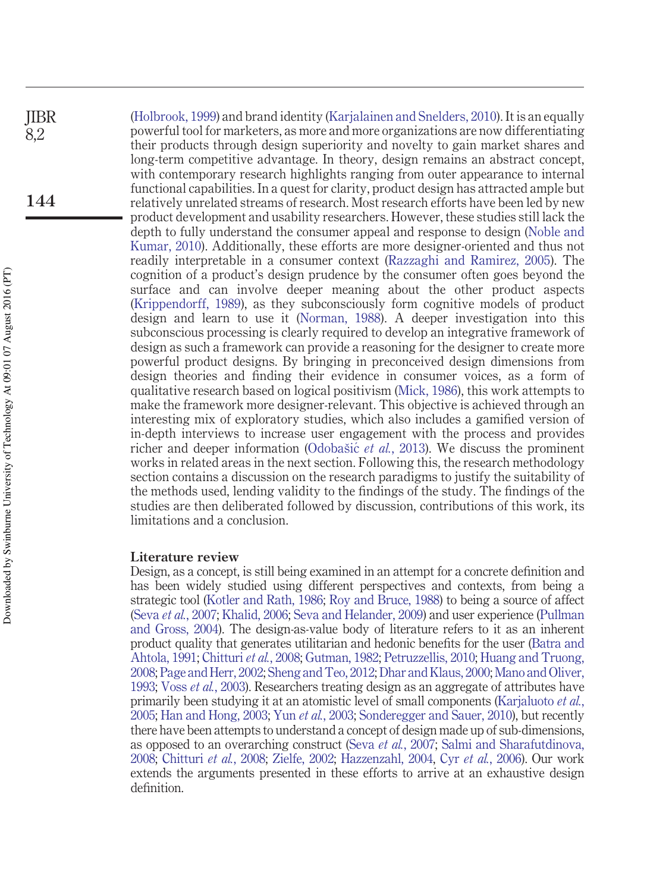(Holbrook, 1999) and brand identity (Karjalainen and Snelders, 2010). It is an equally powerful tool for marketers, as more and more organizations are now differentiating their products through design superiority and novelty to gain market shares and long-term competitive advantage. In theory, design remains an abstract concept, with contemporary research highlights ranging from outer appearance to internal functional capabilities. In a quest for clarity, product design has attracted ample but relatively unrelated streams of research. Most research efforts have been led by new product development and usability researchers. However, these studies still lack the depth to fully understand the consumer appeal and response to design (Noble and Kumar, 2010). Additionally, these efforts are more designer-oriented and thus not readily interpretable in a consumer context (Razzaghi and Ramirez, 2005). The cognition of a product's design prudence by the consumer often goes beyond the surface and can involve deeper meaning about the other product aspects (Krippendorff, 1989), as they subconsciously form cognitive models of product design and learn to use it (Norman, 1988). A deeper investigation into this subconscious processing is clearly required to develop an integrative framework of design as such a framework can provide a reasoning for the designer to create more powerful product designs. By bringing in preconceived design dimensions from design theories and finding their evidence in consumer voices, as a form of qualitative research based on logical positivism (Mick, 1986), this work attempts to make the framework more designer-relevant. This objective is achieved through an interesting mix of exploratory studies, which also includes a gamified version of in-depth interviews to increase user engagement with the process and provides richer and deeper information (Odobašić *et al.*, 2013). We discuss the prominent works in related areas in the next section. Following this, the research methodology section contains a discussion on the research paradigms to justify the suitability of the methods used, lending validity to the findings of the study. The findings of the studies are then deliberated followed by discussion, contributions of this work, its limitations and a conclusion.

## Literature review

Design, as a concept, is still being examined in an attempt for a concrete definition and has been widely studied using different perspectives and contexts, from being a strategic tool (Kotler and Rath, 1986; Roy and Bruce, 1988) to being a source of affect (Seva *et al.*, 2007; Khalid, 2006; Seva and Helander, 2009) and user experience (Pullman and Gross, 2004). The design-as-value body of literature refers to it as an inherent product quality that generates utilitarian and hedonic benefits for the user (Batra and Ahtola, 1991; Chitturi *et al.*, 2008; Gutman, 1982; Petruzzellis, 2010; Huang and Truong, 2008; Page and Herr, 2002; Sheng and Teo, 2012; Dhar and Klaus, 2000; Mano and Oliver, 1993; Voss *et al.*, 2003). Researchers treating design as an aggregate of attributes have primarily been studying it at an atomistic level of small components (Karjaluoto *et al.*, 2005; Han and Hong, 2003; Yun *et al.*, 2003; Sonderegger and Sauer, 2010), but recently there have been attempts to understand a concept of design made up of sub-dimensions, as opposed to an overarching construct (Seva *et al.*, 2007; Salmi and Sharafutdinova, 2008; Chitturi *et al.*, 2008; Zielfe, 2002; Hazzenzahl, 2004, Cyr *et al.*, 2006). Our work extends the arguments presented in these efforts to arrive at an exhaustive design definition.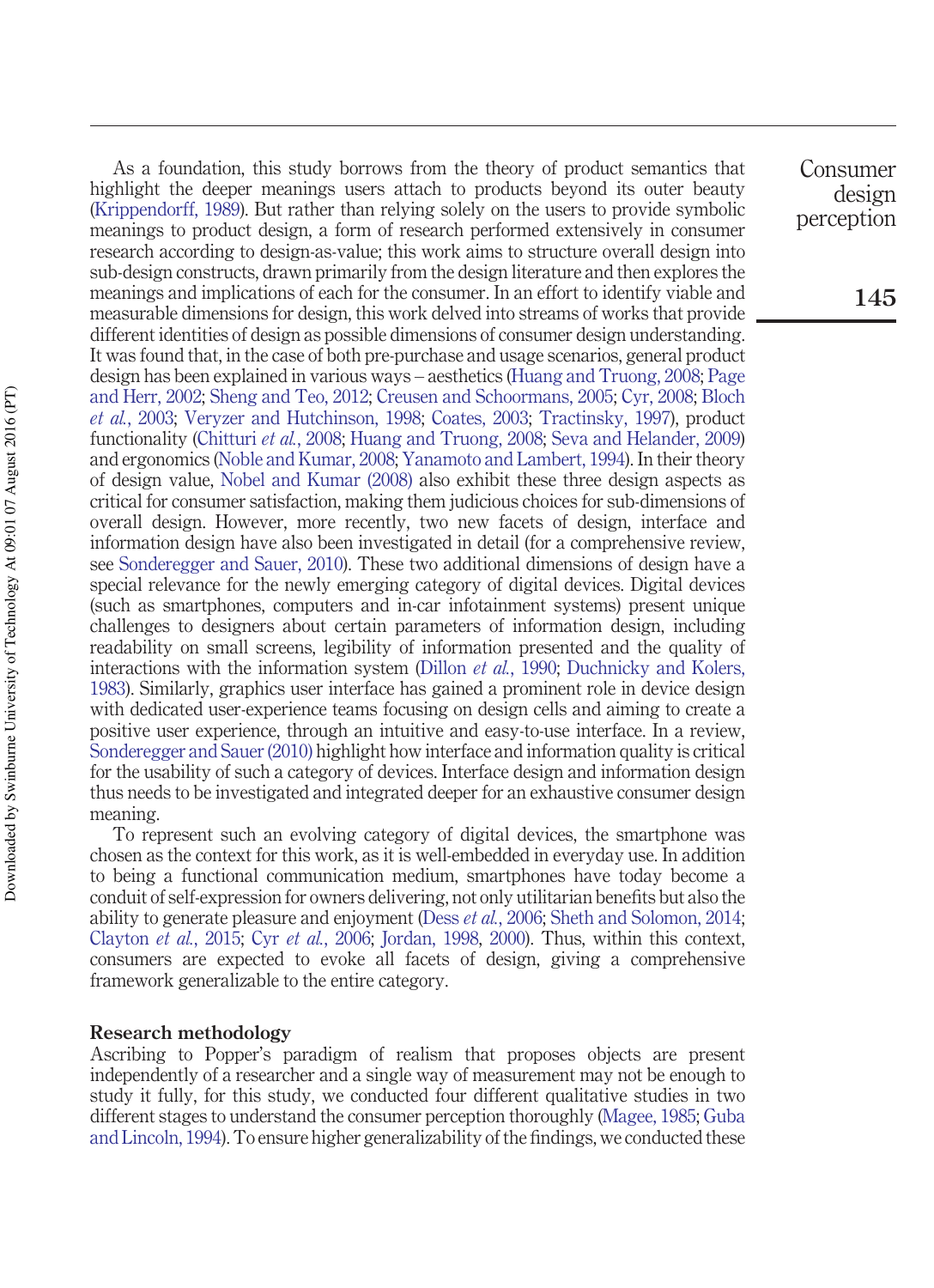As a foundation, this study borrows from the theory of product semantics that highlight the deeper meanings users attach to products beyond its outer beauty (Krippendorff, 1989). But rather than relying solely on the users to provide symbolic meanings to product design, a form of research performed extensively in consumer research according to design-as-value; this work aims to structure overall design into sub-design constructs, drawn primarily from the design literature and then explores the meanings and implications of each for the consumer. In an effort to identify viable and measurable dimensions for design, this work delved into streams of works that provide different identities of design as possible dimensions of consumer design understanding. It was found that, in the case of both pre-purchase and usage scenarios, general product design has been explained in various ways – aesthetics (Huang and Truong, 2008; Page and Herr, 2002; Sheng and Teo, 2012; Creusen and Schoormans, 2005; Cyr, 2008; Bloch *et al.*, 2003; Veryzer and Hutchinson, 1998; Coates, 2003; Tractinsky, 1997), product functionality (Chitturi *et al.*, 2008; Huang and Truong, 2008; Seva and Helander, 2009) and ergonomics (Noble and Kumar, 2008; Yanamoto and Lambert, 1994). In their theory of design value, Nobel and Kumar (2008) also exhibit these three design aspects as critical for consumer satisfaction, making them judicious choices for sub-dimensions of overall design. However, more recently, two new facets of design, interface and information design have also been investigated in detail (for a comprehensive review, see Sonderegger and Sauer, 2010). These two additional dimensions of design have a special relevance for the newly emerging category of digital devices. Digital devices (such as smartphones, computers and in-car infotainment systems) present unique challenges to designers about certain parameters of information design, including readability on small screens, legibility of information presented and the quality of interactions with the information system (Dillon *et al.*, 1990; Duchnicky and Kolers, 1983). Similarly, graphics user interface has gained a prominent role in device design with dedicated user-experience teams focusing on design cells and aiming to create a positive user experience, through an intuitive and easy-to-use interface. In a review, Sonderegger and Sauer (2010) highlight how interface and information quality is critical for the usability of such a category of devices. Interface design and information design thus needs to be investigated and integrated deeper for an exhaustive consumer design meaning.

To represent such an evolving category of digital devices, the smartphone was chosen as the context for this work, as it is well-embedded in everyday use. In addition to being a functional communication medium, smartphones have today become a conduit of self-expression for owners delivering, not only utilitarian benefits but also the ability to generate pleasure and enjoyment (Dess *et al.*, 2006; Sheth and Solomon, 2014; Clayton *et al.*, 2015; Cyr *et al.*, 2006; Jordan, 1998, 2000). Thus, within this context, consumers are expected to evoke all facets of design, giving a comprehensive framework generalizable to the entire category.

## Research methodology

Ascribing to Popper's paradigm of realism that proposes objects are present independently of a researcher and a single way of measurement may not be enough to study it fully, for this study, we conducted four different qualitative studies in two different stages to understand the consumer perception thoroughly (Magee, 1985; Guba and Lincoln, 1994). To ensure higher generalizability of the findings, we conducted these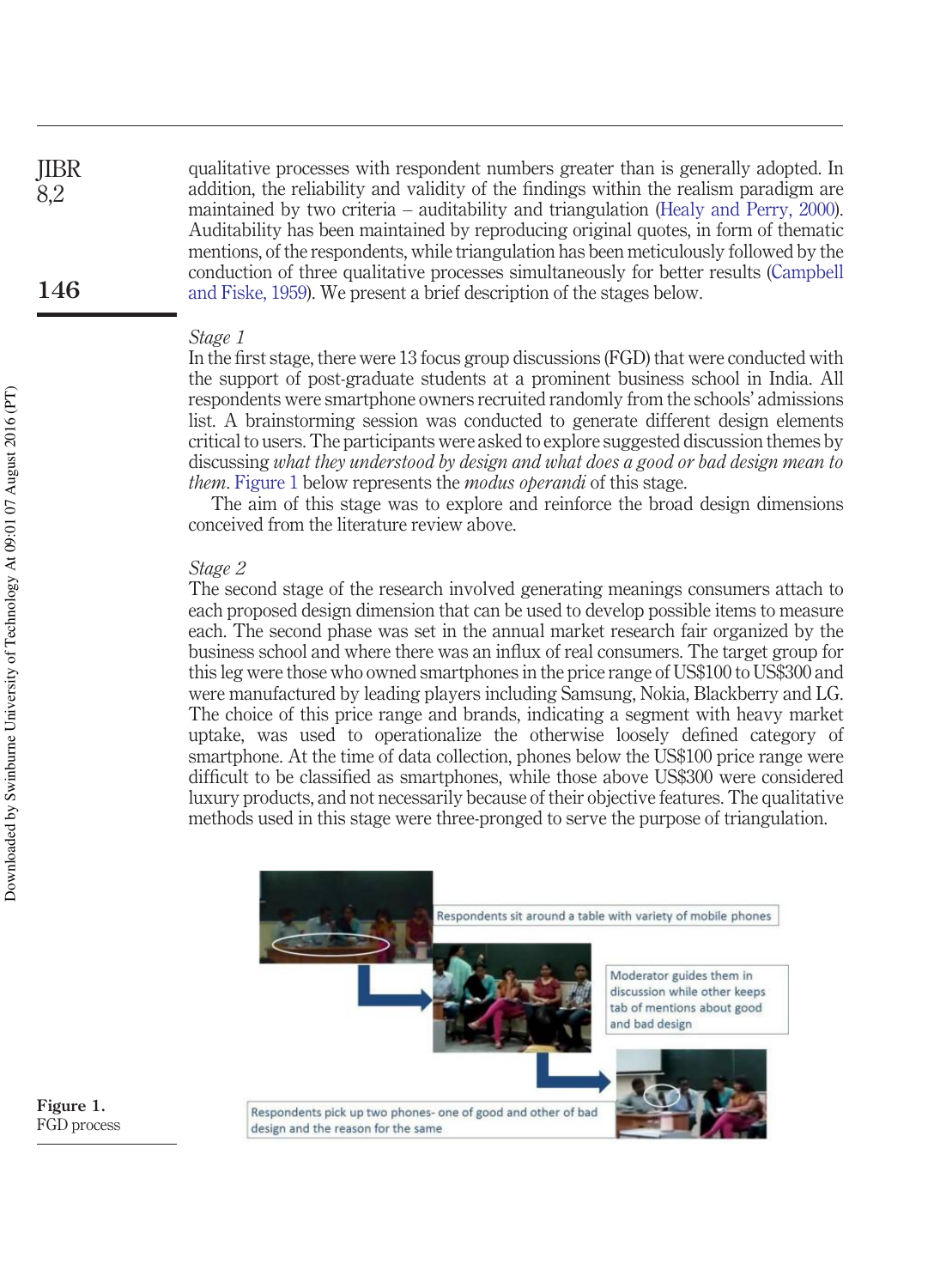qualitative processes with respondent numbers greater than is generally adopted. In addition, the reliability and validity of the findings within the realism paradigm are maintained by two criteria – auditability and triangulation (Healy and Perry, 2000). Auditability has been maintained by reproducing original quotes, in form of thematic mentions, of the respondents, while triangulation has been meticulously followed by the conduction of three qualitative processes simultaneously for better results (Campbell and Fiske, 1959). We present a brief description of the stages below.

*Stage 1*

In the first stage, there were 13 focus group discussions (FGD) that were conducted with the support of post-graduate students at a prominent business school in India. All respondents were smartphone owners recruited randomly from the schools' admissions list. A brainstorming session was conducted to generate different design elements critical to users. The participants were asked to explore suggested discussion themes by discussing *what they understood by design and what does a good or bad design mean to them*. Figure 1 below represents the *modus operandi* of this stage.

The aim of this stage was to explore and reinforce the broad design dimensions conceived from the literature review above.

*Stage 2*

The second stage of the research involved generating meanings consumers attach to each proposed design dimension that can be used to develop possible items to measure each. The second phase was set in the annual market research fair organized by the business school and where there was an influx of real consumers. The target group for this leg were those who owned smartphones in the price range of US$100 to US$300 and were manufactured by leading players including Samsung, Nokia, Blackberry and LG. The choice of this price range and brands, indicating a segment with heavy market uptake, was used to operationalize the otherwise loosely defined category of smartphone. At the time of data collection, phones below the US$100 price range were difficult to be classified as smartphones, while those above US$300 were considered luxury products, and not necessarily because of their objective features. The qualitative methods used in this stage were three-pronged to serve the purpose of triangulation.

Respondents sit around a table with variety of mobile phones

Moderator guides them in discussion while other keeps tab of mentions about good and bad design

Respondents pick up two phones- one of good and other of bad design and the reason for the same

**Figure 1.**
FGD process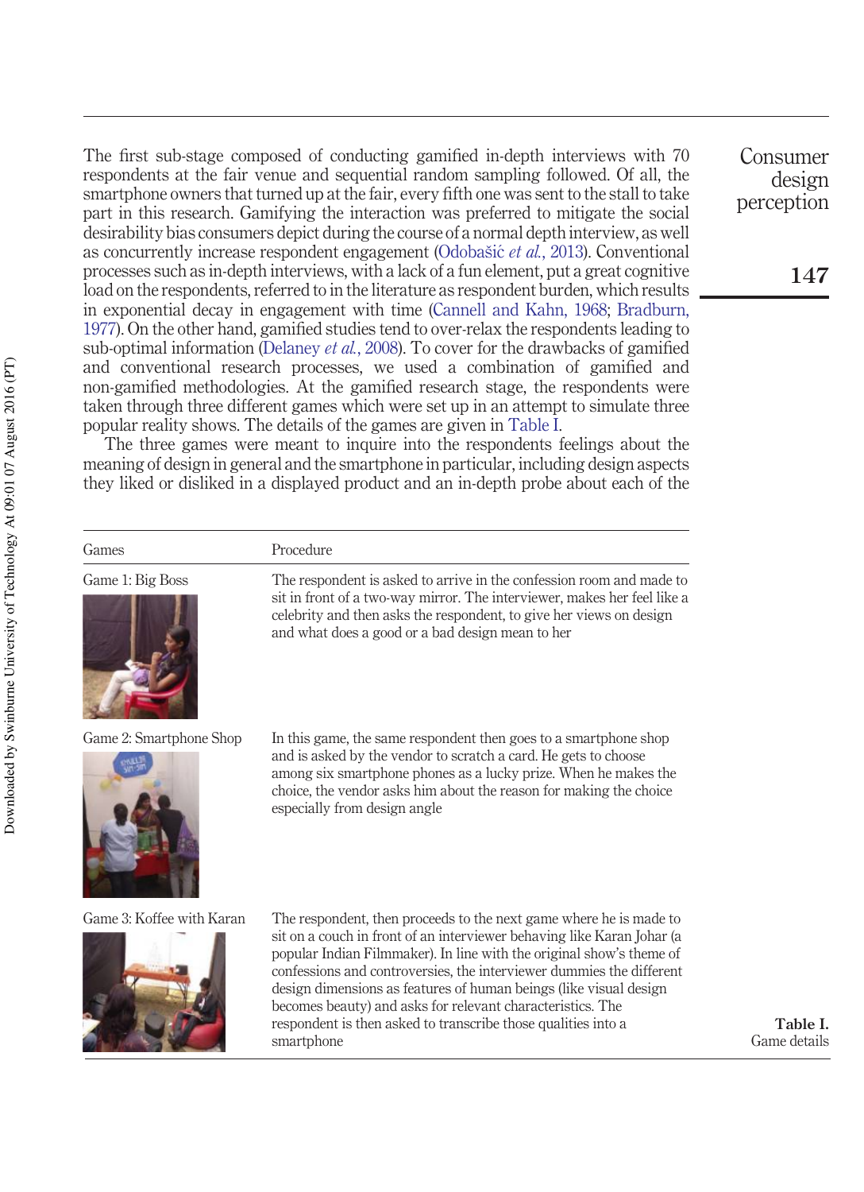The first sub-stage composed of conducting gamified in-depth interviews with 70 respondents at the fair venue and sequential random sampling followed. Of all, the smartphone owners that turned up at the fair, every fifth one was sent to the stall to take part in this research. Gamifying the interaction was preferred to mitigate the social desirability bias consumers depict during the course of a normal depth interview, as well as concurrently increase respondent engagement (Odobašić *et al.*, 2013). Conventional processes such as in-depth interviews, with a lack of a fun element, put a great cognitive load on the respondents, referred to in the literature as respondent burden, which results in exponential decay in engagement with time (Cannell and Kahn, 1968; Bradburn, 1977). On the other hand, gamified studies tend to over-relax the respondents leading to sub-optimal information (Delaney *et al.*, 2008). To cover for the drawbacks of gamified and conventional research processes, we used a combination of gamified and non-gamified methodologies. At the gamified research stage, the respondents were taken through three different games which were set up in an attempt to simulate three popular reality shows. The details of the games are given in Table I.

The three games were meant to inquire into the respondents feelings about the meaning of design in general and the smartphone in particular, including design aspects they liked or disliked in a displayed product and an in-depth probe about each of the

| Games | Procedure |
|---|---|
| Game 1: Big Boss | The respondent is asked to arrive in the confession room and made to sit in front of a two-way mirror. The interviewer, makes her feel like a celebrity and then asks the respondent, to give her views on design and what does a good or a bad design mean to her |
| Game 2: Smartphone Shop | In this game, the same respondent then goes to a smartphone shop and is asked by the vendor to scratch a card. He gets to choose among six smartphone phones as a lucky prize. When he makes the choice, the vendor asks him about the reason for making the choice especially from design angle |
| Game 3: Koffee with Karan | The respondent, then proceeds to the next game where he is made to sit on a couch in front of an interviewer behaving like Karan Johar (a popular Indian Filmmaker). In line with the original show's theme of confessions and controversies, the interviewer dummies the different design dimensions as features of human beings (like visual design becomes beauty) and asks for relevant characteristics. The respondent is then asked to transcribe those qualities into a smartphone |

**Table I.** Game details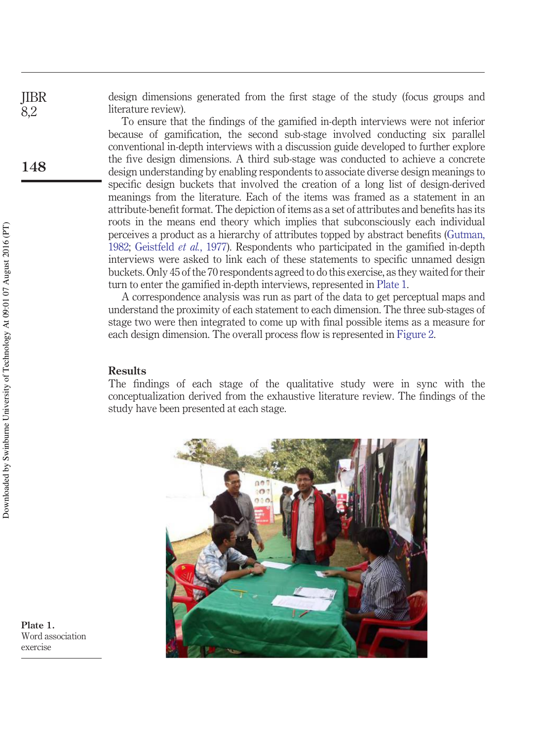design dimensions generated from the first stage of the study (focus groups and literature review).

To ensure that the findings of the gamified in-depth interviews were not inferior because of gamification, the second sub-stage involved conducting six parallel conventional in-depth interviews with a discussion guide developed to further explore the five design dimensions. A third sub-stage was conducted to achieve a concrete design understanding by enabling respondents to associate diverse design meanings to specific design buckets that involved the creation of a long list of design-derived meanings from the literature. Each of the items was framed as a statement in an attribute-benefit format. The depiction of items as a set of attributes and benefits has its roots in the means end theory which implies that subconsciously each individual perceives a product as a hierarchy of attributes topped by abstract benefits (Gutman, 1982; Geistfeld *et al.*, 1977). Respondents who participated in the gamified in-depth interviews were asked to link each of these statements to specific unnamed design buckets. Only 45 of the 70 respondents agreed to do this exercise, as they waited for their turn to enter the gamified in-depth interviews, represented in Plate 1.

A correspondence analysis was run as part of the data to get perceptual maps and understand the proximity of each statement to each dimension. The three sub-stages of stage two were then integrated to come up with final possible items as a measure for each design dimension. The overall process flow is represented in Figure 2.

## Results

The findings of each stage of the qualitative study were in sync with the conceptualization derived from the exhaustive literature review. The findings of the study have been presented at each stage.

**Plate 1.**
Word association exercise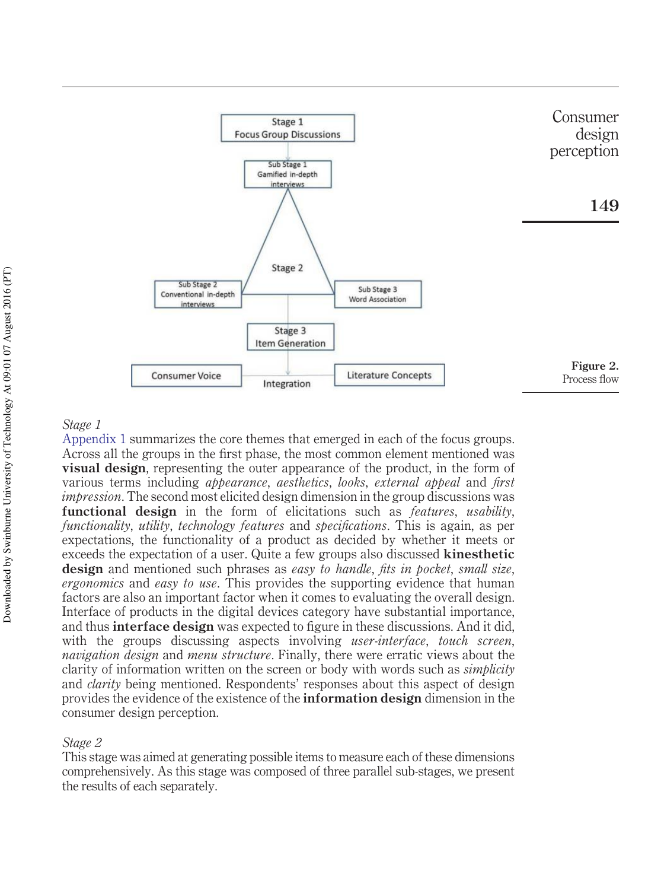Figure 2.
Process flow

*Stage 1*

Appendix 1 summarizes the core themes that emerged in each of the focus groups. Across all the groups in the first phase, the most common element mentioned was **visual design**, representing the outer appearance of the product, in the form of various terms including *appearance*, *aesthetics*, *looks*, *external appeal* and *first impression*. The second most elicited design dimension in the group discussions was **functional design** in the form of elicitations such as *features*, *usability*, *functionality*, *utility*, *technology features* and *specifications*. This is again, as per expectations, the functionality of a product as decided by whether it meets or exceeds the expectation of a user. Quite a few groups also discussed **kinesthetic design** and mentioned such phrases as *easy to handle*, *fits in pocket*, *small size*, *ergonomics* and *easy to use*. This provides the supporting evidence that human factors are also an important factor when it comes to evaluating the overall design. Interface of products in the digital devices category have substantial importance, and thus **interface design** was expected to figure in these discussions. And it did, with the groups discussing aspects involving *user-interface*, *touch screen*, *navigation design* and *menu structure*. Finally, there were erratic views about the clarity of information written on the screen or body with words such as *simplicity* and *clarity* being mentioned. Respondents' responses about this aspect of design provides the evidence of the existence of the **information design** dimension in the consumer design perception.

*Stage 2*

This stage was aimed at generating possible items to measure each of these dimensions comprehensively. As this stage was composed of three parallel sub-stages, we present the results of each separately.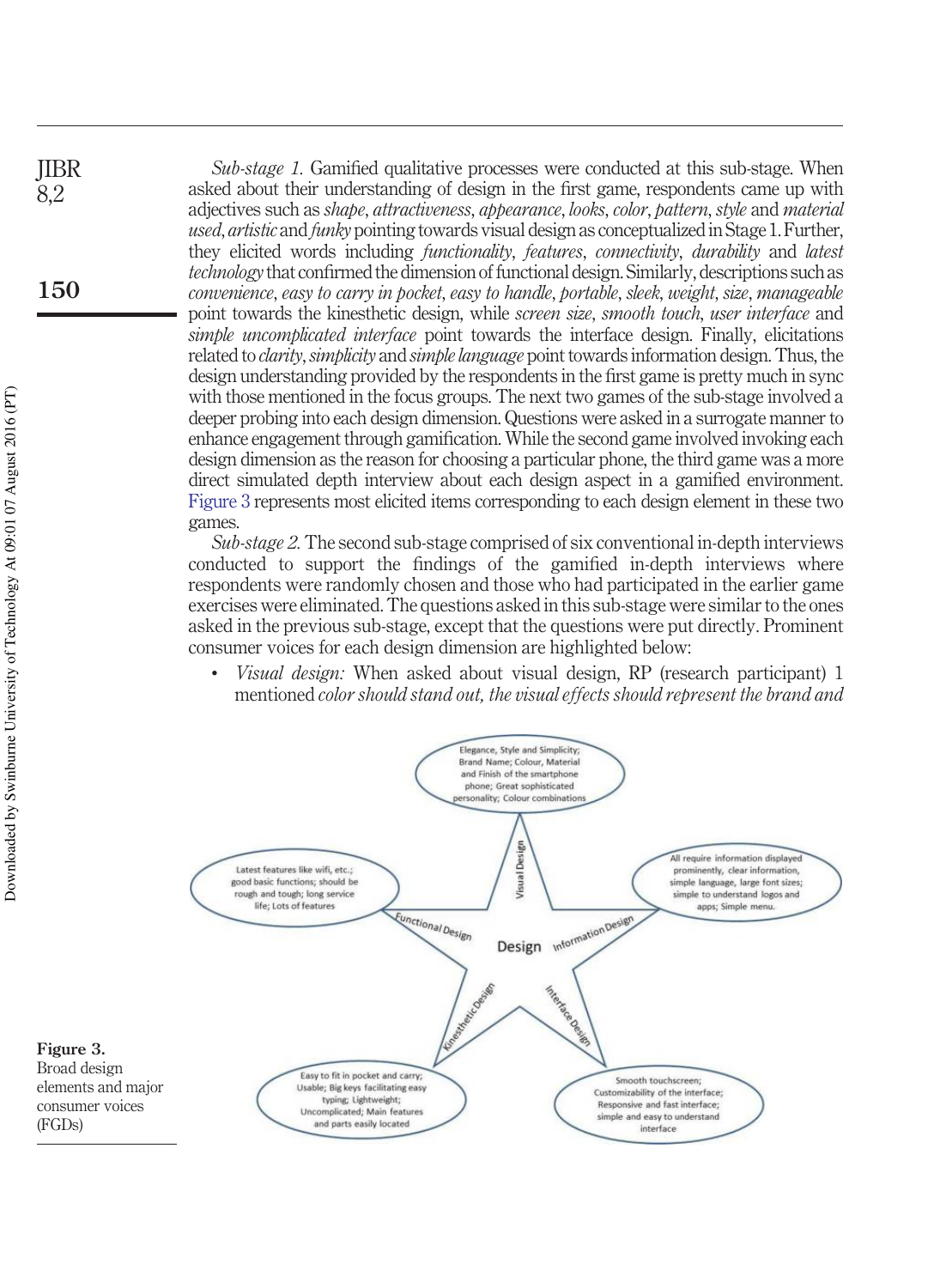*Sub-stage 1.* Gamified qualitative processes were conducted at this sub-stage. When asked about their understanding of design in the first game, respondents came up with adjectives such as *shape*, *attractiveness*, *appearance*, *looks*, *color*, *pattern*, *style* and *material used*, *artistic* and *funky* pointing towards visual design as conceptualized in Stage 1. Further, they elicited words including *functionality*, *features*, *connectivity*, *durability* and *latest technology* that confirmed the dimension of functional design. Similarly, descriptions such as *convenience*, *easy to carry in pocket*, *easy to handle*, *portable*, *sleek*, *weight*, *size*, *manageable* point towards the kinesthetic design, while *screen size*, *smooth touch*, *user interface* and *simple uncomplicated interface* point towards the interface design. Finally, elicitations related to *clarity*, *simplicity* and *simple language* point towards information design. Thus, the design understanding provided by the respondents in the first game is pretty much in sync with those mentioned in the focus groups. The next two games of the sub-stage involved a deeper probing into each design dimension. Questions were asked in a surrogate manner to enhance engagement through gamification. While the second game involved invoking each design dimension as the reason for choosing a particular phone, the third game was a more direct simulated depth interview about each design aspect in a gamified environment. Figure 3 represents most elicited items corresponding to each design element in these two games.

*Sub-stage 2.* The second sub-stage comprised of six conventional in-depth interviews conducted to support the findings of the gamified in-depth interviews where respondents were randomly chosen and those who had participated in the earlier game exercises were eliminated. The questions asked in this sub-stage were similar to the ones asked in the previous sub-stage, except that the questions were put directly. Prominent consumer voices for each design dimension are highlighted below:

- *Visual design:* When asked about visual design, RP (research participant) 1 mentioned *color should stand out, the visual effects should represent the brand and*

Design

Visual Design: Elegance, Style and Simplicity; Brand Name; Colour, Material and Finish of the smartphone phone; Great sophisticated personality; Colour combinations

Functional Design: Latest features like wifi, etc.; good basic functions; should be rough and tough; long service life; Lots of features

Information Design: All require information displayed prominently, clear information, simple language, large font sizes; simple to understand logos and apps; Simple menu.

Kinesthetic Design: Easy to fit in pocket and carry; Usable; Big keys facilitating easy typing; Lightweight; Uncomplicated; Main features and parts easily located

Interface Design: Smooth touchscreen; Customizability of the interface; Responsive and fast interface; simple and easy to understand interface

**Figure 3.** Broad design elements and major consumer voices (FGDs)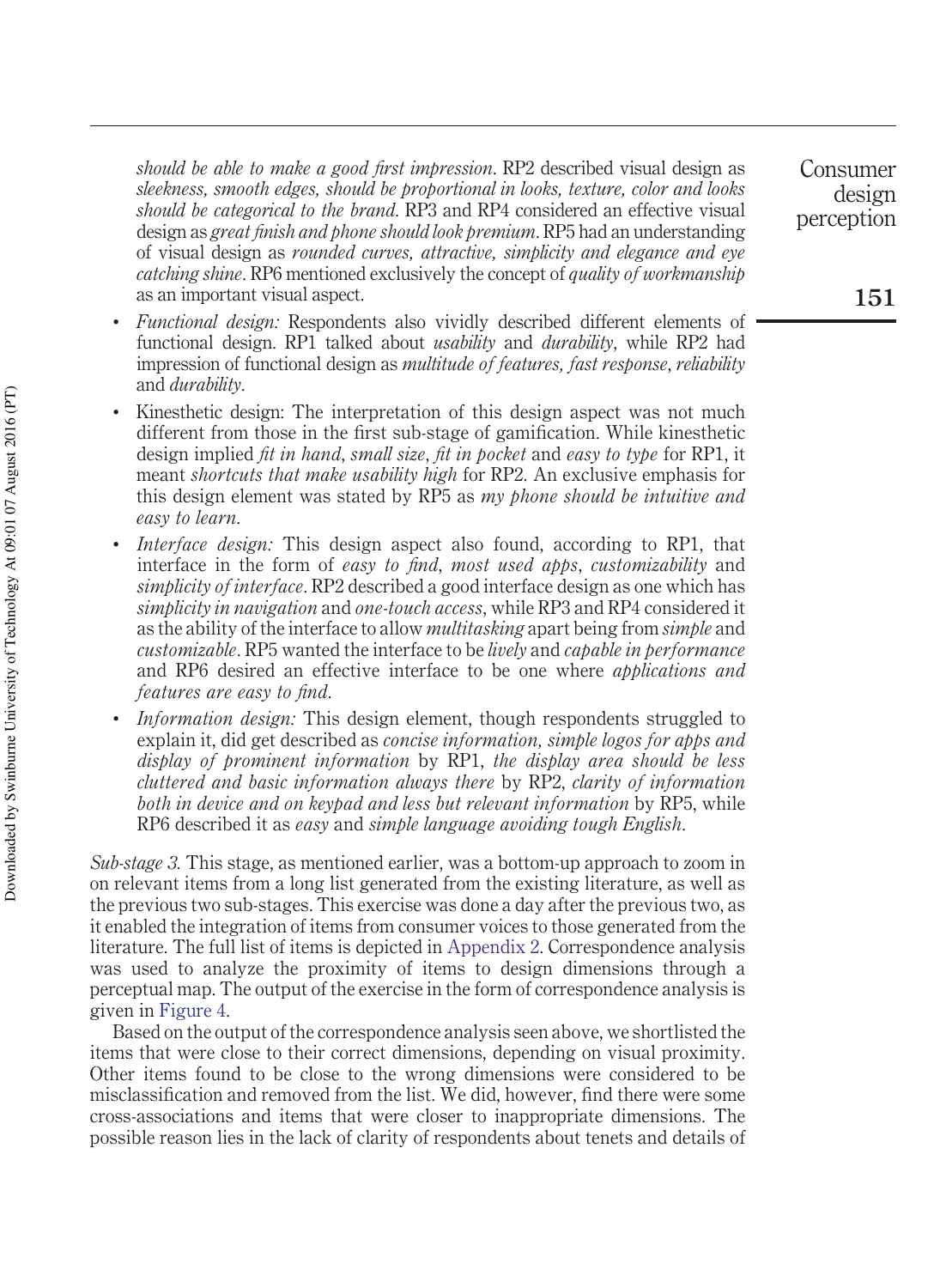*should be able to make a good first impression*. RP2 described visual design as *sleekness, smooth edges, should be proportional in looks, texture, color and looks should be categorical to the brand*. RP3 and RP4 considered an effective visual design as *great finish and phone should look premium*. RP5 had an understanding of visual design as *rounded curves, attractive, simplicity and elegance and eye catching shine*. RP6 mentioned exclusively the concept of *quality of workmanship* as an important visual aspect.

- *Functional design:* Respondents also vividly described different elements of functional design. RP1 talked about *usability* and *durability*, while RP2 had impression of functional design as *multitude of features, fast response*, *reliability* and *durability*.
- Kinesthetic design: The interpretation of this design aspect was not much different from those in the first sub-stage of gamification. While kinesthetic design implied *fit in hand*, *small size*, *fit in pocket* and *easy to type* for RP1, it meant *shortcuts that make usability high* for RP2. An exclusive emphasis for this design element was stated by RP5 as *my phone should be intuitive and easy to learn*.
- *Interface design:* This design aspect also found, according to RP1, that interface in the form of *easy to find*, *most used apps*, *customizability* and *simplicity of interface*. RP2 described a good interface design as one which has *simplicity in navigation* and *one-touch access*, while RP3 and RP4 considered it as the ability of the interface to allow *multitasking* apart being from *simple* and *customizable*. RP5 wanted the interface to be *lively* and *capable in performance* and RP6 desired an effective interface to be one where *applications and features are easy to find*.
- *Information design:* This design element, though respondents struggled to explain it, did get described as *concise information, simple logos for apps and display of prominent information* by RP1, *the display area should be less cluttered and basic information always there* by RP2, *clarity of information both in device and on keypad and less but relevant information* by RP5, while RP6 described it as *easy* and *simple language avoiding tough English*.

*Sub-stage 3.* This stage, as mentioned earlier, was a bottom-up approach to zoom in on relevant items from a long list generated from the existing literature, as well as the previous two sub-stages. This exercise was done a day after the previous two, as it enabled the integration of items from consumer voices to those generated from the literature. The full list of items is depicted in Appendix 2. Correspondence analysis was used to analyze the proximity of items to design dimensions through a perceptual map. The output of the exercise in the form of correspondence analysis is given in Figure 4.

Based on the output of the correspondence analysis seen above, we shortlisted the items that were close to their correct dimensions, depending on visual proximity. Other items found to be close to the wrong dimensions were considered to be misclassification and removed from the list. We did, however, find there were some cross-associations and items that were closer to inappropriate dimensions. The possible reason lies in the lack of clarity of respondents about tenets and details of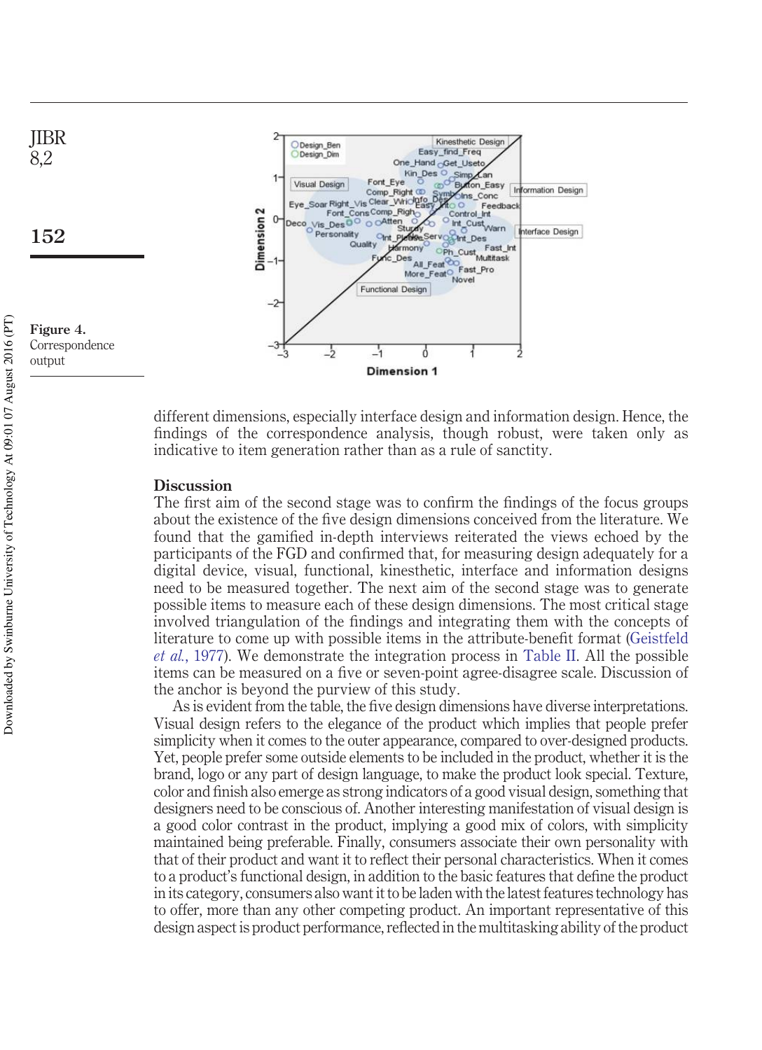Figure 4.
Correspondence output

different dimensions, especially interface design and information design. Hence, the findings of the correspondence analysis, though robust, were taken only as indicative to item generation rather than as a rule of sanctity.

## Discussion

The first aim of the second stage was to confirm the findings of the focus groups about the existence of the five design dimensions conceived from the literature. We found that the gamified in-depth interviews reiterated the views echoed by the participants of the FGD and confirmed that, for measuring design adequately for a digital device, visual, functional, kinesthetic, interface and information designs need to be measured together. The next aim of the second stage was to generate possible items to measure each of these design dimensions. The most critical stage involved triangulation of the findings and integrating them with the concepts of literature to come up with possible items in the attribute-benefit format (Geistfeld *et al.*, 1977). We demonstrate the integration process in Table II. All the possible items can be measured on a five or seven-point agree-disagree scale. Discussion of the anchor is beyond the purview of this study.

As is evident from the table, the five design dimensions have diverse interpretations. Visual design refers to the elegance of the product which implies that people prefer simplicity when it comes to the outer appearance, compared to over-designed products. Yet, people prefer some outside elements to be included in the product, whether it is the brand, logo or any part of design language, to make the product look special. Texture, color and finish also emerge as strong indicators of a good visual design, something that designers need to be conscious of. Another interesting manifestation of visual design is a good color contrast in the product, implying a good mix of colors, with simplicity maintained being preferable. Finally, consumers associate their own personality with that of their product and want it to reflect their personal characteristics. When it comes to a product's functional design, in addition to the basic features that define the product in its category, consumers also want it to be laden with the latest features technology has to offer, more than any other competing product. An important representative of this design aspect is product performance, reflected in the multitasking ability of the product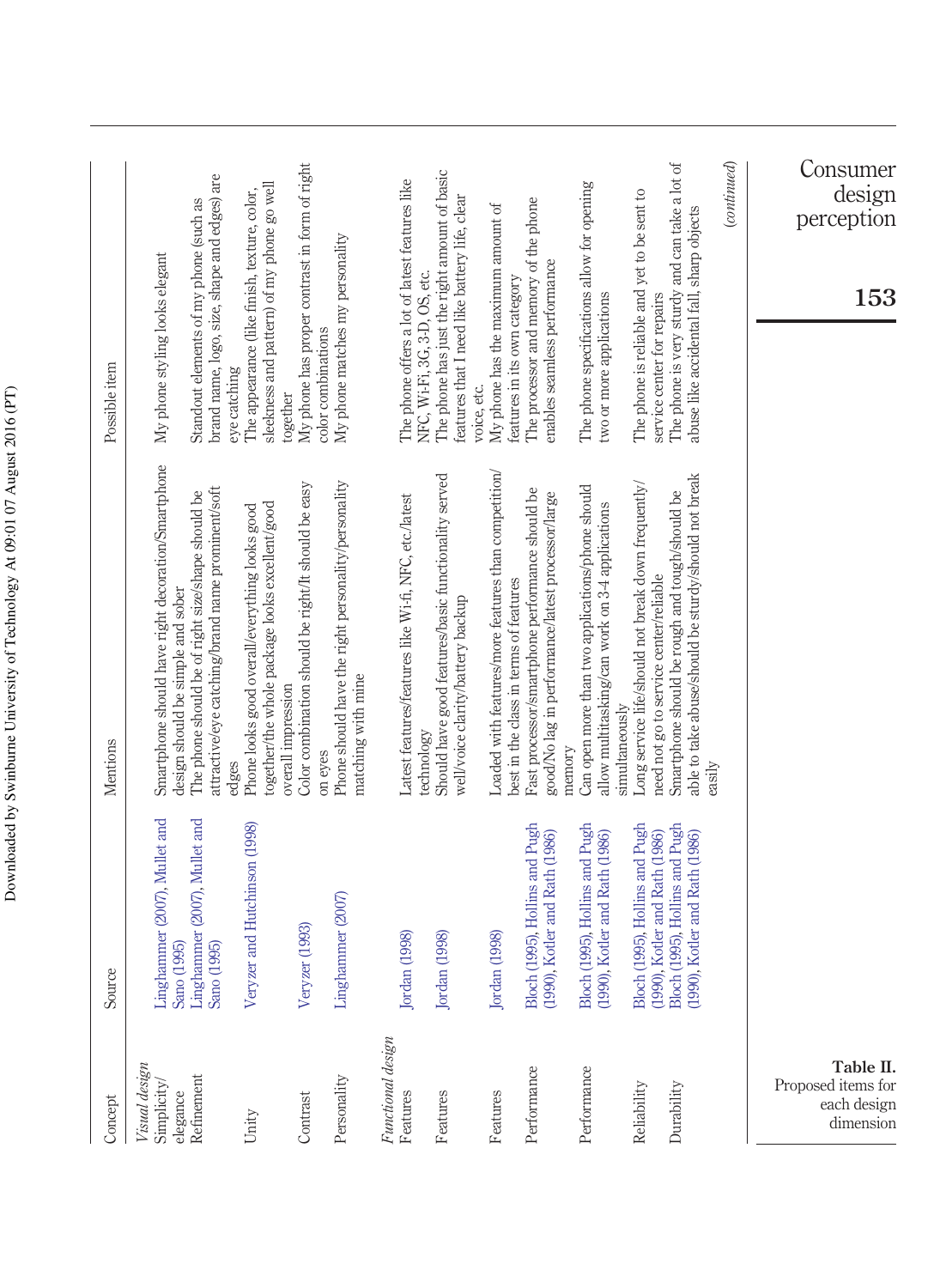**Table II.** Proposed items for each design dimension

| Concept | Source | Mentions | Possible item |
|---|---|---|---|
| *Visual design* | | | |
| Simplicity/elegance | Linghammer (2007), Mullet and Sano (1995) | Smartphone should have right decoration/Smartphone design should be simple and sober | My phone styling looks elegant |
| Refinement | Linghammer (2007), Mullet and Sano (1995) | The phone should be of right size/shape should be attractive/eye catching/brand name prominent/soft edges | Standout elements of my phone (such as brand name, logo, size, shape and edges) are eye catching |
| Unity | Veryzer and Hutchinson (1998) | Phone looks good overall/everything looks good together/the whole package looks excellent/good overall impression | The appearance (like finish, texture, color, sleekness and pattern) of my phone go well together |
| Contrast | Veryzer (1993) | Color combination should be right/It should be easy on eyes | My phone has proper contrast in form of right color combinations |
| Personality | Linghammer (2007) | Phone should have the right personality/personality matching with mine | My phone matches my personality |
| *Functional design* | | | |
| Features | Jordan (1998) | Latest features/features like Wi-fi, NFC, etc./latest technology | The phone offers a lot of latest features like NFC, Wi-Fi, 3G, 3-D, OS, etc. |
| Features | Jordan (1998) | Should have good features/basic functionality served well/voice clarity/battery backup | The phone has just the right amount of basic features that I need like battery life, clear voice, etc. |
| Features | Jordan (1998) | Loaded with features/more features than competition/best in the class in terms of features | My phone has the maximum amount of features in its own category |
| Performance | Bloch (1995), Hollins and Pugh (1990), Kotler and Rath (1986) | Fast processor/smartphone performance should be good/No lag in performance/latest processor/large memory | The processor and memory of the phone enables seamless performance |
| Performance | Bloch (1995), Hollins and Pugh (1990), Kotler and Rath (1986) | Can open more than two applications/phone should allow multitasking/can work on 3-4 applications simultaneously | The phone specifications allow for opening two or more applications |
| Reliability | Bloch (1995), Hollins and Pugh (1990), Kotler and Rath (1986) | Long service life/should not break down frequently/need not go to service center/reliable | The phone is reliable and yet to be sent to service center for repairs |
| Durability | Bloch (1995), Hollins and Pugh (1990), Kotler and Rath (1986) | Smartphone should be rough and tough/should be able to take abuse/should be sturdy/should not break easily | The phone is very sturdy and can take a lot of abuse like accidental fall, sharp objects |

*(continued)*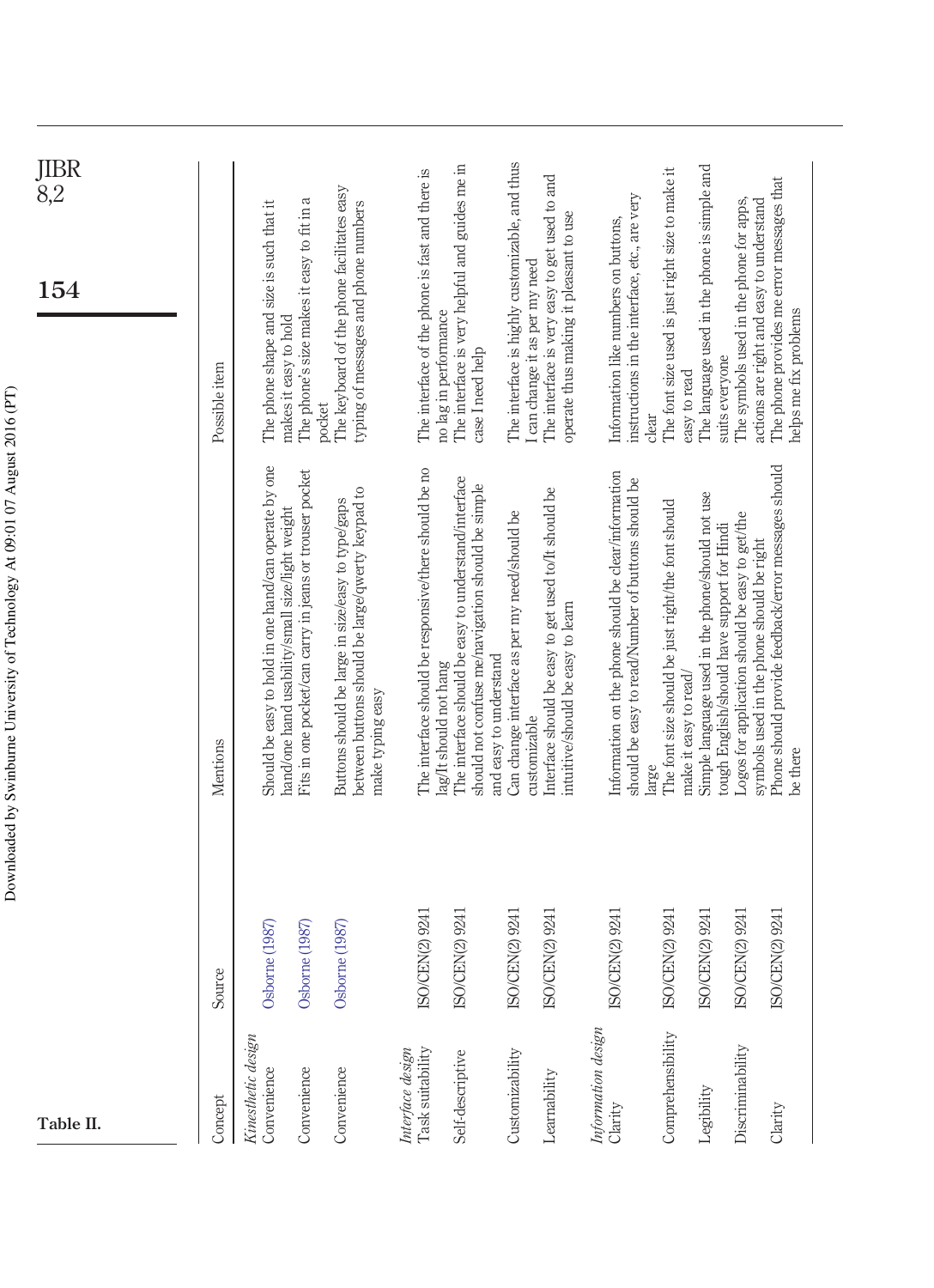Table II.

| Concept | Source | Mentions | Possible item |
|---|---|---|---|
| *Kinesthetic design* | | | |
| Convenience | Osborne (1987) | Should be easy to hold in one hand/can operate by one hand/one hand usability/small size/light weight | The phone shape and size is such that it makes it easy to hold |
| Convenience | Osborne (1987) | Fits in one pocket/can carry in jeans or trouser pocket | The phone's size makes it easy to fit in a pocket |
| Convenience | Osborne (1987) | Buttons should be large in size/easy to type/gaps between buttons should be large/qwerty keypad to make typing easy | The keyboard of the phone facilitates easy typing of messages and phone numbers |
| *Interface design* | | | |
| Task suitability | ISO/CEN(2) 9241 | The interface should be responsive/there should be no lag/It should not hang | The interface of the phone is fast and there is no lag in performance |
| Self-descriptive | ISO/CEN(2) 9241 | The interface should be easy to understand/interface should not confuse me/navigation should be simple and easy to understand | The interface is very helpful and guides me in case I need help |
| Customizability | ISO/CEN(2) 9241 | Can change interface as per my need/should be customizable | The interface is highly customizable, and thus I can change it as per my need |
| Learnability | ISO/CEN(2) 9241 | Interface should be easy to get used to/It should be intuitive/should be easy to learn | The interface is very easy to get used to and operate thus making it pleasant to use |
| *Information design* | | | |
| Clarity | ISO/CEN(2) 9241 | Information on the phone should be clear/information should be easy to read/Number of buttons should be large | Information like numbers on buttons, instructions in the interface, etc., are very clear |
| Comprehensibility | ISO/CEN(2) 9241 | The font size should be just right/the font should make it easy to read/ | The font size used is just right size to make it easy to read |
| Legibility | ISO/CEN(2) 9241 | Simple language used in the phone/should not use tough English/should have support for Hindi | The language used in the phone is simple and suits everyone |
| Discriminability | ISO/CEN(2) 9241 | Logos for application should be easy to get/the symbols used in the phone should be right | The symbols used in the phone for apps, actions are right and easy to understand |
| Clarity | ISO/CEN(2) 9241 | Phone should provide feedback/error messages should be there | The phone provides me error messages that helps me fix problems |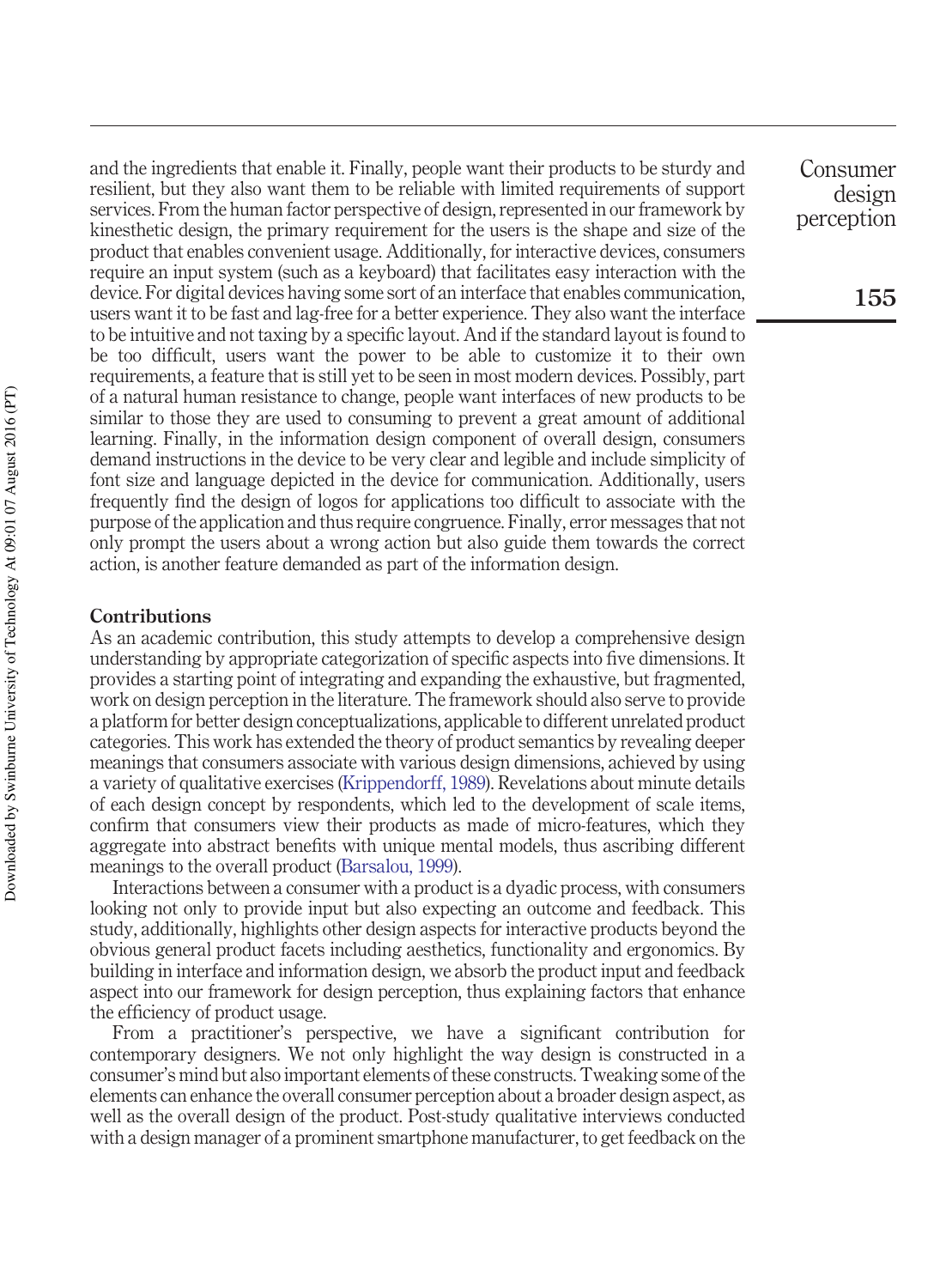and the ingredients that enable it. Finally, people want their products to be sturdy and resilient, but they also want them to be reliable with limited requirements of support services. From the human factor perspective of design, represented in our framework by kinesthetic design, the primary requirement for the users is the shape and size of the product that enables convenient usage. Additionally, for interactive devices, consumers require an input system (such as a keyboard) that facilitates easy interaction with the device. For digital devices having some sort of an interface that enables communication, users want it to be fast and lag-free for a better experience. They also want the interface to be intuitive and not taxing by a specific layout. And if the standard layout is found to be too difficult, users want the power to be able to customize it to their own requirements, a feature that is still yet to be seen in most modern devices. Possibly, part of a natural human resistance to change, people want interfaces of new products to be similar to those they are used to consuming to prevent a great amount of additional learning. Finally, in the information design component of overall design, consumers demand instructions in the device to be very clear and legible and include simplicity of font size and language depicted in the device for communication. Additionally, users frequently find the design of logos for applications too difficult to associate with the purpose of the application and thus require congruence. Finally, error messages that not only prompt the users about a wrong action but also guide them towards the correct action, is another feature demanded as part of the information design.

## Contributions

As an academic contribution, this study attempts to develop a comprehensive design understanding by appropriate categorization of specific aspects into five dimensions. It provides a starting point of integrating and expanding the exhaustive, but fragmented, work on design perception in the literature. The framework should also serve to provide a platform for better design conceptualizations, applicable to different unrelated product categories. This work has extended the theory of product semantics by revealing deeper meanings that consumers associate with various design dimensions, achieved by using a variety of qualitative exercises (Krippendorff, 1989). Revelations about minute details of each design concept by respondents, which led to the development of scale items, confirm that consumers view their products as made of micro-features, which they aggregate into abstract benefits with unique mental models, thus ascribing different meanings to the overall product (Barsalou, 1999).

Interactions between a consumer with a product is a dyadic process, with consumers looking not only to provide input but also expecting an outcome and feedback. This study, additionally, highlights other design aspects for interactive products beyond the obvious general product facets including aesthetics, functionality and ergonomics. By building in interface and information design, we absorb the product input and feedback aspect into our framework for design perception, thus explaining factors that enhance the efficiency of product usage.

From a practitioner's perspective, we have a significant contribution for contemporary designers. We not only highlight the way design is constructed in a consumer's mind but also important elements of these constructs. Tweaking some of the elements can enhance the overall consumer perception about a broader design aspect, as well as the overall design of the product. Post-study qualitative interviews conducted with a design manager of a prominent smartphone manufacturer, to get feedback on the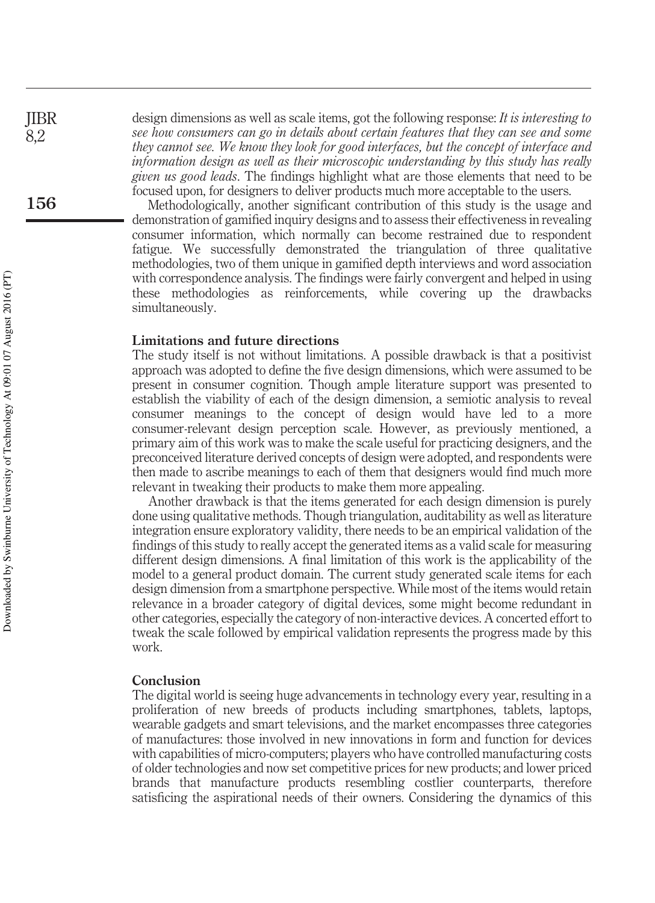design dimensions as well as scale items, got the following response: *It is interesting to see how consumers can go in details about certain features that they can see and some they cannot see. We know they look for good interfaces, but the concept of interface and information design as well as their microscopic understanding by this study has really given us good leads*. The findings highlight what are those elements that need to be focused upon, for designers to deliver products much more acceptable to the users.

Methodologically, another significant contribution of this study is the usage and demonstration of gamified inquiry designs and to assess their effectiveness in revealing consumer information, which normally can become restrained due to respondent fatigue. We successfully demonstrated the triangulation of three qualitative methodologies, two of them unique in gamified depth interviews and word association with correspondence analysis. The findings were fairly convergent and helped in using these methodologies as reinforcements, while covering up the drawbacks simultaneously.

### Limitations and future directions

The study itself is not without limitations. A possible drawback is that a positivist approach was adopted to define the five design dimensions, which were assumed to be present in consumer cognition. Though ample literature support was presented to establish the viability of each of the design dimension, a semiotic analysis to reveal consumer meanings to the concept of design would have led to a more consumer-relevant design perception scale. However, as previously mentioned, a primary aim of this work was to make the scale useful for practicing designers, and the preconceived literature derived concepts of design were adopted, and respondents were then made to ascribe meanings to each of them that designers would find much more relevant in tweaking their products to make them more appealing.

Another drawback is that the items generated for each design dimension is purely done using qualitative methods. Though triangulation, auditability as well as literature integration ensure exploratory validity, there needs to be an empirical validation of the findings of this study to really accept the generated items as a valid scale for measuring different design dimensions. A final limitation of this work is the applicability of the model to a general product domain. The current study generated scale items for each design dimension from a smartphone perspective. While most of the items would retain relevance in a broader category of digital devices, some might become redundant in other categories, especially the category of non-interactive devices. A concerted effort to tweak the scale followed by empirical validation represents the progress made by this work.

### Conclusion

The digital world is seeing huge advancements in technology every year, resulting in a proliferation of new breeds of products including smartphones, tablets, laptops, wearable gadgets and smart televisions, and the market encompasses three categories of manufactures: those involved in new innovations in form and function for devices with capabilities of micro-computers; players who have controlled manufacturing costs of older technologies and now set competitive prices for new products; and lower priced brands that manufacture products resembling costlier counterparts, therefore satisficing the aspirational needs of their owners. Considering the dynamics of this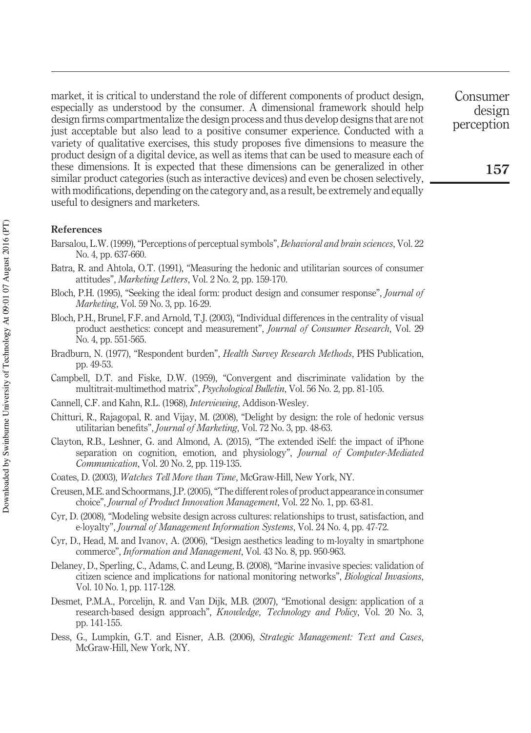market, it is critical to understand the role of different components of product design, especially as understood by the consumer. A dimensional framework should help design firms compartmentalize the design process and thus develop designs that are not just acceptable but also lead to a positive consumer experience. Conducted with a variety of qualitative exercises, this study proposes five dimensions to measure the product design of a digital device, as well as items that can be used to measure each of these dimensions. It is expected that these dimensions can be generalized in other similar product categories (such as interactive devices) and even be chosen selectively, with modifications, depending on the category and, as a result, be extremely and equally useful to designers and marketers.

## References

Barsalou, L.W. (1999), "Perceptions of perceptual symbols", *Behavioral and brain sciences*, Vol. 22 No. 4, pp. 637-660.

Batra, R. and Ahtola, O.T. (1991), "Measuring the hedonic and utilitarian sources of consumer attitudes", *Marketing Letters*, Vol. 2 No. 2, pp. 159-170.

Bloch, P.H. (1995), "Seeking the ideal form: product design and consumer response", *Journal of Marketing*, Vol. 59 No. 3, pp. 16-29.

Bloch, P.H., Brunel, F.F. and Arnold, T.J. (2003), "Individual differences in the centrality of visual product aesthetics: concept and measurement", *Journal of Consumer Research*, Vol. 29 No. 4, pp. 551-565.

Bradburn, N. (1977), "Respondent burden", *Health Survey Research Methods*, PHS Publication, pp. 49-53.

Campbell, D.T. and Fiske, D.W. (1959), "Convergent and discriminate validation by the multitrait-multimethod matrix", *Psychological Bulletin*, Vol. 56 No. 2, pp. 81-105.

Cannell, C.F. and Kahn, R.L. (1968), *Interviewing*, Addison-Wesley.

Chitturi, R., Rajagopal, R. and Vijay, M. (2008), "Delight by design: the role of hedonic versus utilitarian benefits", *Journal of Marketing*, Vol. 72 No. 3, pp. 48-63.

Clayton, R.B., Leshner, G. and Almond, A. (2015), "The extended iSelf: the impact of iPhone separation on cognition, emotion, and physiology", *Journal of Computer-Mediated Communication*, Vol. 20 No. 2, pp. 119-135.

Coates, D. (2003), *Watches Tell More than Time*, McGraw-Hill, New York, NY.

Creusen, M.E. and Schoormans, J.P. (2005), "The different roles of product appearance in consumer choice", *Journal of Product Innovation Management*, Vol. 22 No. 1, pp. 63-81.

Cyr, D. (2008), "Modeling website design across cultures: relationships to trust, satisfaction, and e-loyalty", *Journal of Management Information Systems*, Vol. 24 No. 4, pp. 47-72.

Cyr, D., Head, M. and Ivanov, A. (2006), "Design aesthetics leading to m-loyalty in smartphone commerce", *Information and Management*, Vol. 43 No. 8, pp. 950-963.

Delaney, D., Sperling, C., Adams, C. and Leung, B. (2008), "Marine invasive species: validation of citizen science and implications for national monitoring networks", *Biological Invasions*, Vol. 10 No. 1, pp. 117-128.

Desmet, P.M.A., Porcelijn, R. and Van Dijk, M.B. (2007), "Emotional design: application of a research-based design approach", *Knowledge, Technology and Policy*, Vol. 20 No. 3, pp. 141-155.

Dess, G., Lumpkin, G.T. and Eisner, A.B. (2006), *Strategic Management: Text and Cases*, McGraw-Hill, New York, NY.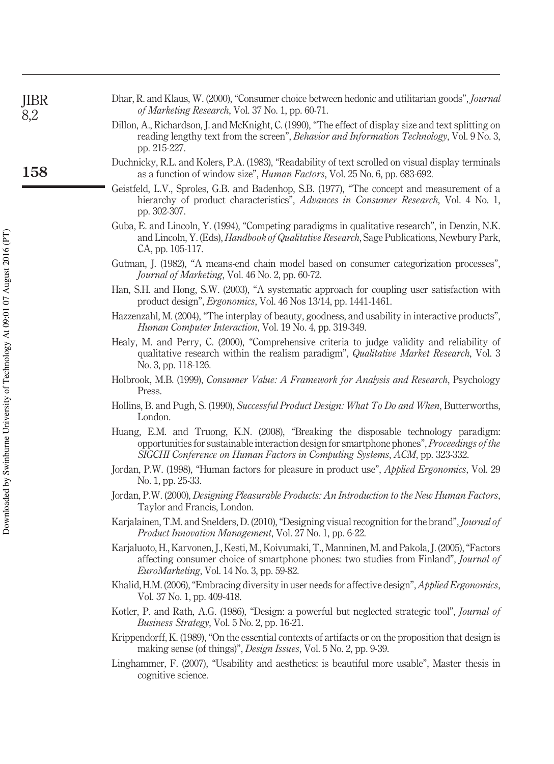Dhar, R. and Klaus, W. (2000), "Consumer choice between hedonic and utilitarian goods", *Journal of Marketing Research*, Vol. 37 No. 1, pp. 60-71.

Dillon, A., Richardson, J. and McKnight, C. (1990), "The effect of display size and text splitting on reading lengthy text from the screen", *Behavior and Information Technology*, Vol. 9 No. 3, pp. 215-227.

Duchnicky, R.L. and Kolers, P.A. (1983), "Readability of text scrolled on visual display terminals as a function of window size", *Human Factors*, Vol. 25 No. 6, pp. 683-692.

Geistfeld, L.V., Sproles, G.B. and Badenhop, S.B. (1977), "The concept and measurement of a hierarchy of product characteristics", *Advances in Consumer Research*, Vol. 4 No. 1, pp. 302-307.

Guba, E. and Lincoln, Y. (1994), "Competing paradigms in qualitative research", in Denzin, N.K. and Lincoln, Y. (Eds), *Handbook of Qualitative Research*, Sage Publications, Newbury Park, CA, pp. 105-117.

Gutman, J. (1982), "A means-end chain model based on consumer categorization processes", *Journal of Marketing*, Vol. 46 No. 2, pp. 60-72.

Han, S.H. and Hong, S.W. (2003), "A systematic approach for coupling user satisfaction with product design", *Ergonomics*, Vol. 46 Nos 13/14, pp. 1441-1461.

Hazzenzahl, M. (2004), "The interplay of beauty, goodness, and usability in interactive products", *Human Computer Interaction*, Vol. 19 No. 4, pp. 319-349.

Healy, M. and Perry, C. (2000), "Comprehensive criteria to judge validity and reliability of qualitative research within the realism paradigm", *Qualitative Market Research*, Vol. 3 No. 3, pp. 118-126.

Holbrook, M.B. (1999), *Consumer Value: A Framework for Analysis and Research*, Psychology Press.

Hollins, B. and Pugh, S. (1990), *Successful Product Design: What To Do and When*, Butterworths, London.

Huang, E.M. and Truong, K.N. (2008), "Breaking the disposable technology paradigm: opportunities for sustainable interaction design for smartphone phones", *Proceedings of the SIGCHI Conference on Human Factors in Computing Systems*, *ACM*, pp. 323-332.

Jordan, P.W. (1998), "Human factors for pleasure in product use", *Applied Ergonomics*, Vol. 29 No. 1, pp. 25-33.

Jordan, P.W. (2000), *Designing Pleasurable Products: An Introduction to the New Human Factors*, Taylor and Francis, London.

Karjalainen, T.M. and Snelders, D. (2010), "Designing visual recognition for the brand", *Journal of Product Innovation Management*, Vol. 27 No. 1, pp. 6-22.

Karjaluoto, H., Karvonen, J., Kesti, M., Koivumaki, T., Manninen, M. and Pakola, J. (2005), "Factors affecting consumer choice of smartphone phones: two studies from Finland", *Journal of EuroMarketing*, Vol. 14 No. 3, pp. 59-82.

Khalid, H.M. (2006), "Embracing diversity in user needs for affective design", *Applied Ergonomics*, Vol. 37 No. 1, pp. 409-418.

Kotler, P. and Rath, A.G. (1986), "Design: a powerful but neglected strategic tool", *Journal of Business Strategy*, Vol. 5 No. 2, pp. 16-21.

Krippendorff, K. (1989), "On the essential contexts of artifacts or on the proposition that design is making sense (of things)", *Design Issues*, Vol. 5 No. 2, pp. 9-39.

Linghammer, F. (2007), "Usability and aesthetics: is beautiful more usable", Master thesis in cognitive science.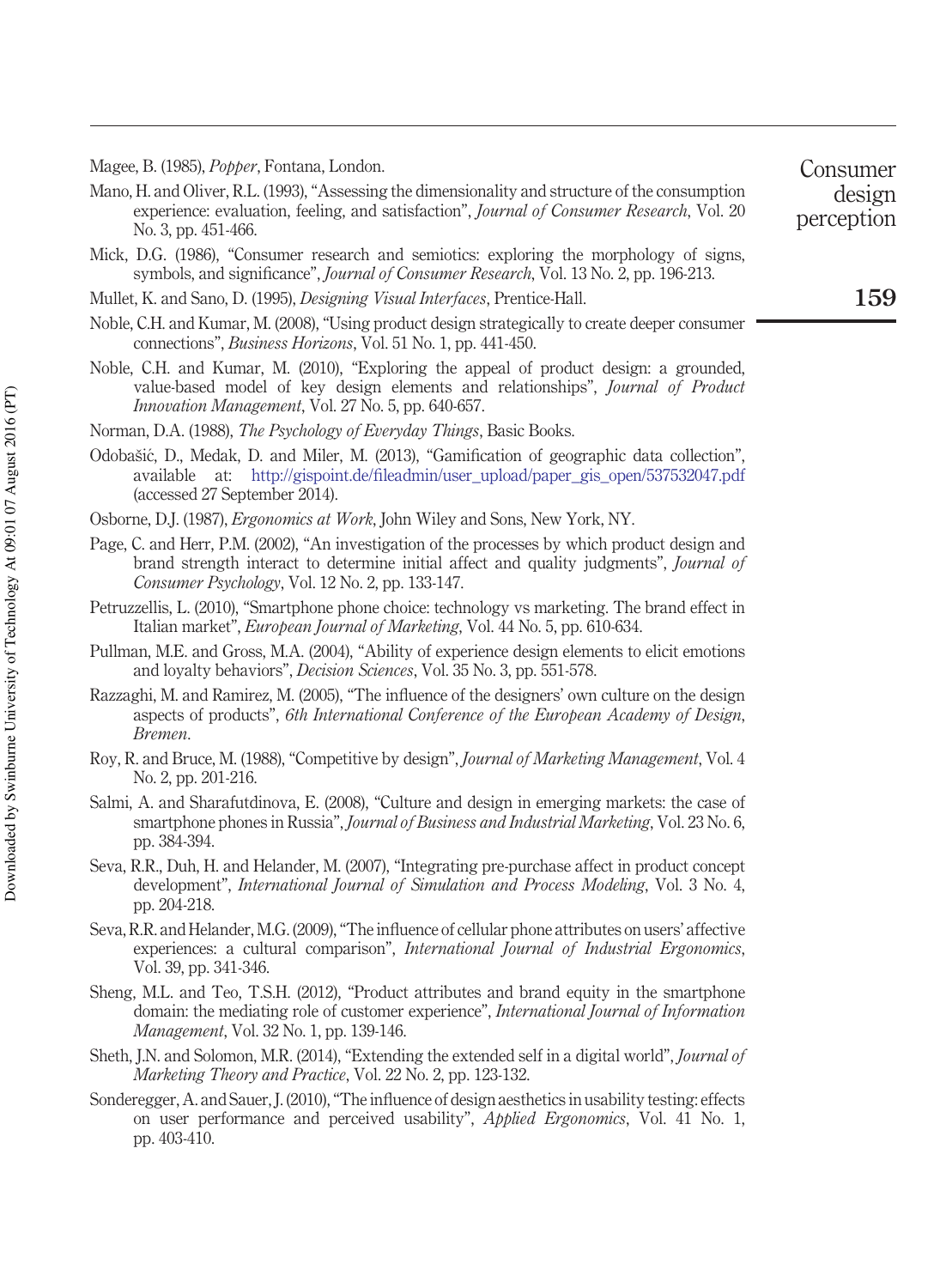Magee, B. (1985), *Popper*, Fontana, London.

Mano, H. and Oliver, R.L. (1993), "Assessing the dimensionality and structure of the consumption experience: evaluation, feeling, and satisfaction", *Journal of Consumer Research*, Vol. 20 No. 3, pp. 451-466.

Mick, D.G. (1986), "Consumer research and semiotics: exploring the morphology of signs, symbols, and significance", *Journal of Consumer Research*, Vol. 13 No. 2, pp. 196-213.

Mullet, K. and Sano, D. (1995), *Designing Visual Interfaces*, Prentice-Hall.

Noble, C.H. and Kumar, M. (2008), "Using product design strategically to create deeper consumer connections", *Business Horizons*, Vol. 51 No. 1, pp. 441-450.

Noble, C.H. and Kumar, M. (2010), "Exploring the appeal of product design: a grounded, value-based model of key design elements and relationships", *Journal of Product Innovation Management*, Vol. 27 No. 5, pp. 640-657.

Norman, D.A. (1988), *The Psychology of Everyday Things*, Basic Books.

Odobašić, D., Medak, D. and Miler, M. (2013), "Gamification of geographic data collection", available at: http://gispoint.de/fileadmin/user_upload/paper_gis_open/537532047.pdf (accessed 27 September 2014).

Osborne, D.J. (1987), *Ergonomics at Work*, John Wiley and Sons, New York, NY.

Page, C. and Herr, P.M. (2002), "An investigation of the processes by which product design and brand strength interact to determine initial affect and quality judgments", *Journal of Consumer Psychology*, Vol. 12 No. 2, pp. 133-147.

Petruzzellis, L. (2010), "Smartphone phone choice: technology vs marketing. The brand effect in Italian market", *European Journal of Marketing*, Vol. 44 No. 5, pp. 610-634.

Pullman, M.E. and Gross, M.A. (2004), "Ability of experience design elements to elicit emotions and loyalty behaviors", *Decision Sciences*, Vol. 35 No. 3, pp. 551-578.

Razzaghi, M. and Ramirez, M. (2005), "The influence of the designers' own culture on the design aspects of products", *6th International Conference of the European Academy of Design, Bremen*.

Roy, R. and Bruce, M. (1988), "Competitive by design", *Journal of Marketing Management*, Vol. 4 No. 2, pp. 201-216.

Salmi, A. and Sharafutdinova, E. (2008), "Culture and design in emerging markets: the case of smartphone phones in Russia", *Journal of Business and Industrial Marketing*, Vol. 23 No. 6, pp. 384-394.

Seva, R.R., Duh, H. and Helander, M. (2007), "Integrating pre-purchase affect in product concept development", *International Journal of Simulation and Process Modeling*, Vol. 3 No. 4, pp. 204-218.

Seva, R.R. and Helander, M.G. (2009), "The influence of cellular phone attributes on users' affective experiences: a cultural comparison", *International Journal of Industrial Ergonomics*, Vol. 39, pp. 341-346.

Sheng, M.L. and Teo, T.S.H. (2012), "Product attributes and brand equity in the smartphone domain: the mediating role of customer experience", *International Journal of Information Management*, Vol. 32 No. 1, pp. 139-146.

Sheth, J.N. and Solomon, M.R. (2014), "Extending the extended self in a digital world", *Journal of Marketing Theory and Practice*, Vol. 22 No. 2, pp. 123-132.

Sonderegger, A. and Sauer, J. (2010), "The influence of design aesthetics in usability testing: effects on user performance and perceived usability", *Applied Ergonomics*, Vol. 41 No. 1, pp. 403-410.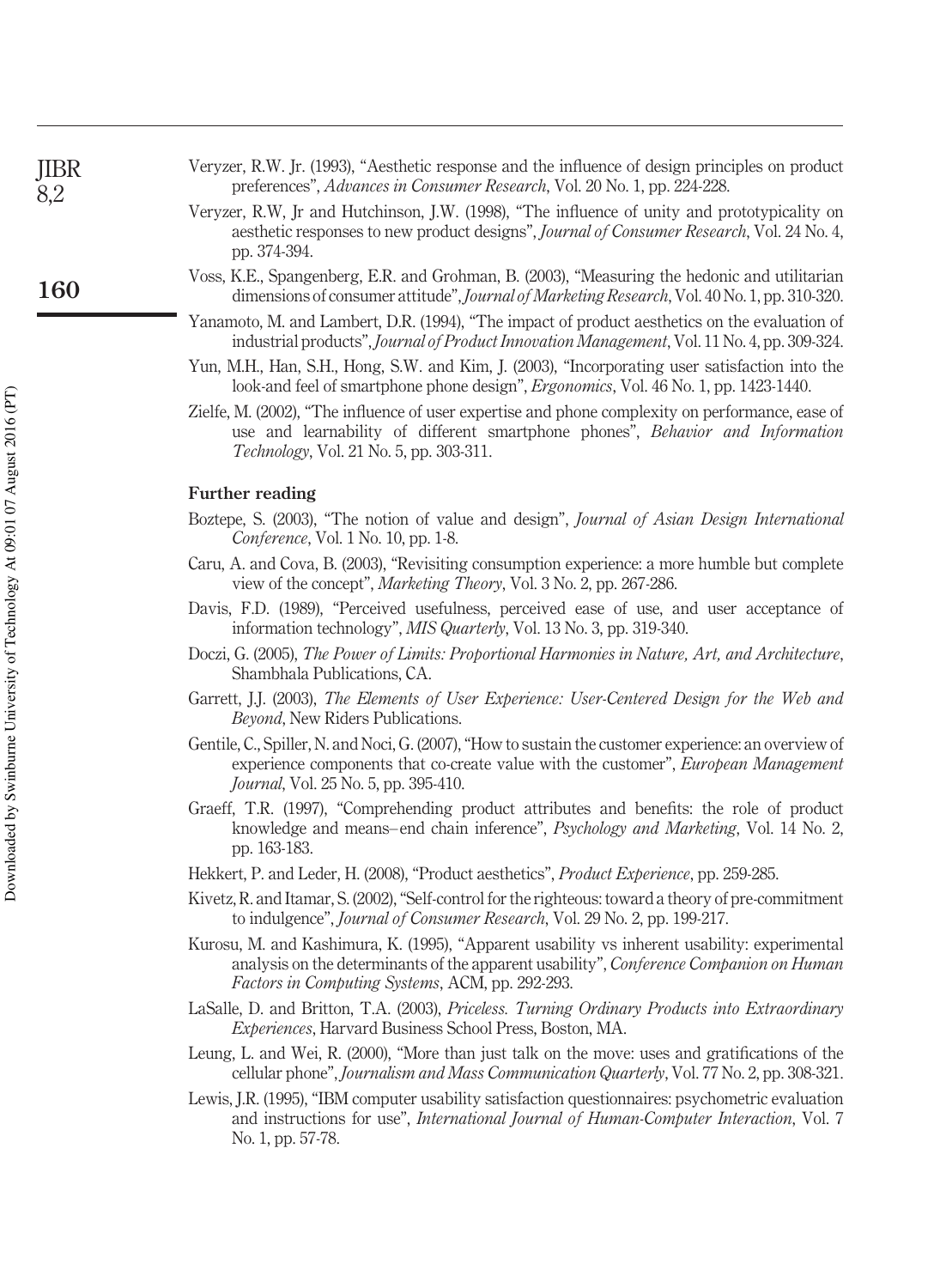Veryzer, R.W. Jr. (1993), "Aesthetic response and the influence of design principles on product preferences", *Advances in Consumer Research*, Vol. 20 No. 1, pp. 224-228.

Veryzer, R.W, Jr and Hutchinson, J.W. (1998), "The influence of unity and prototypicality on aesthetic responses to new product designs", *Journal of Consumer Research*, Vol. 24 No. 4, pp. 374-394.

Voss, K.E., Spangenberg, E.R. and Grohman, B. (2003), "Measuring the hedonic and utilitarian dimensions of consumer attitude", *Journal of Marketing Research*, Vol. 40 No. 1, pp. 310-320.

Yanamoto, M. and Lambert, D.R. (1994), "The impact of product aesthetics on the evaluation of industrial products", *Journal of Product Innovation Management*, Vol. 11 No. 4, pp. 309-324.

Yun, M.H., Han, S.H., Hong, S.W. and Kim, J. (2003), "Incorporating user satisfaction into the look-and feel of smartphone phone design", *Ergonomics*, Vol. 46 No. 1, pp. 1423-1440.

Zielfe, M. (2002), "The influence of user expertise and phone complexity on performance, ease of use and learnability of different smartphone phones", *Behavior and Information Technology*, Vol. 21 No. 5, pp. 303-311.

## Further reading

Boztepe, S. (2003), "The notion of value and design", *Journal of Asian Design International Conference*, Vol. 1 No. 10, pp. 1-8.

Caru, A. and Cova, B. (2003), "Revisiting consumption experience: a more humble but complete view of the concept", *Marketing Theory*, Vol. 3 No. 2, pp. 267-286.

Davis, F.D. (1989), "Perceived usefulness, perceived ease of use, and user acceptance of information technology", *MIS Quarterly*, Vol. 13 No. 3, pp. 319-340.

Doczi, G. (2005), *The Power of Limits: Proportional Harmonies in Nature, Art, and Architecture*, Shambhala Publications, CA.

Garrett, J.J. (2003), *The Elements of User Experience: User-Centered Design for the Web and Beyond*, New Riders Publications.

Gentile, C., Spiller, N. and Noci, G. (2007), "How to sustain the customer experience: an overview of experience components that co-create value with the customer", *European Management Journal*, Vol. 25 No. 5, pp. 395-410.

Graeff, T.R. (1997), "Comprehending product attributes and benefits: the role of product knowledge and means–end chain inference", *Psychology and Marketing*, Vol. 14 No. 2, pp. 163-183.

Hekkert, P. and Leder, H. (2008), "Product aesthetics", *Product Experience*, pp. 259-285.

Kivetz, R. and Itamar, S. (2002), "Self-control for the righteous: toward a theory of pre-commitment to indulgence", *Journal of Consumer Research*, Vol. 29 No. 2, pp. 199-217.

Kurosu, M. and Kashimura, K. (1995), "Apparent usability vs inherent usability: experimental analysis on the determinants of the apparent usability", *Conference Companion on Human Factors in Computing Systems*, ACM, pp. 292-293.

LaSalle, D. and Britton, T.A. (2003), *Priceless. Turning Ordinary Products into Extraordinary Experiences*, Harvard Business School Press, Boston, MA.

Leung, L. and Wei, R. (2000), "More than just talk on the move: uses and gratifications of the cellular phone", *Journalism and Mass Communication Quarterly*, Vol. 77 No. 2, pp. 308-321.

Lewis, J.R. (1995), "IBM computer usability satisfaction questionnaires: psychometric evaluation and instructions for use", *International Journal of Human-Computer Interaction*, Vol. 7 No. 1, pp. 57-78.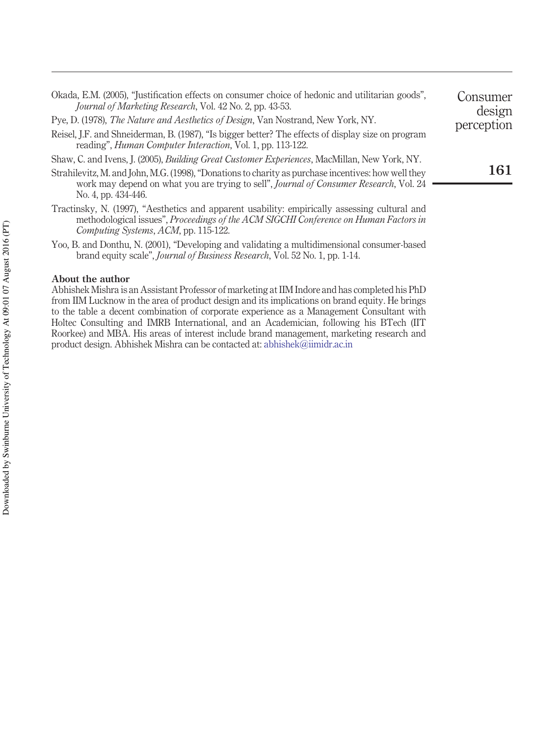Okada, E.M. (2005), "Justification effects on consumer choice of hedonic and utilitarian goods", *Journal of Marketing Research*, Vol. 42 No. 2, pp. 43-53.

Pye, D. (1978), *The Nature and Aesthetics of Design*, Van Nostrand, New York, NY.

Reisel, J.F. and Shneiderman, B. (1987), "Is bigger better? The effects of display size on program reading", *Human Computer Interaction*, Vol. 1, pp. 113-122.

Shaw, C. and Ivens, J. (2005), *Building Great Customer Experiences*, MacMillan, New York, NY.

Strahilevitz, M. and John, M.G. (1998), "Donations to charity as purchase incentives: how well they work may depend on what you are trying to sell", *Journal of Consumer Research*, Vol. 24 No. 4, pp. 434-446.

Tractinsky, N. (1997), "Aesthetics and apparent usability: empirically assessing cultural and methodological issues", *Proceedings of the ACM SIGCHI Conference on Human Factors in Computing Systems*, *ACM*, pp. 115-122.

Yoo, B. and Donthu, N. (2001), "Developing and validating a multidimensional consumer-based brand equity scale", *Journal of Business Research*, Vol. 52 No. 1, pp. 1-14.

## About the author

Abhishek Mishra is an Assistant Professor of marketing at IIM Indore and has completed his PhD from IIM Lucknow in the area of product design and its implications on brand equity. He brings to the table a decent combination of corporate experience as a Management Consultant with Holtec Consulting and IMRB International, and an Academician, following his BTech (IIT Roorkee) and MBA. His areas of interest include brand management, marketing research and product design. Abhishek Mishra can be contacted at: abhishek@iimidr.ac.in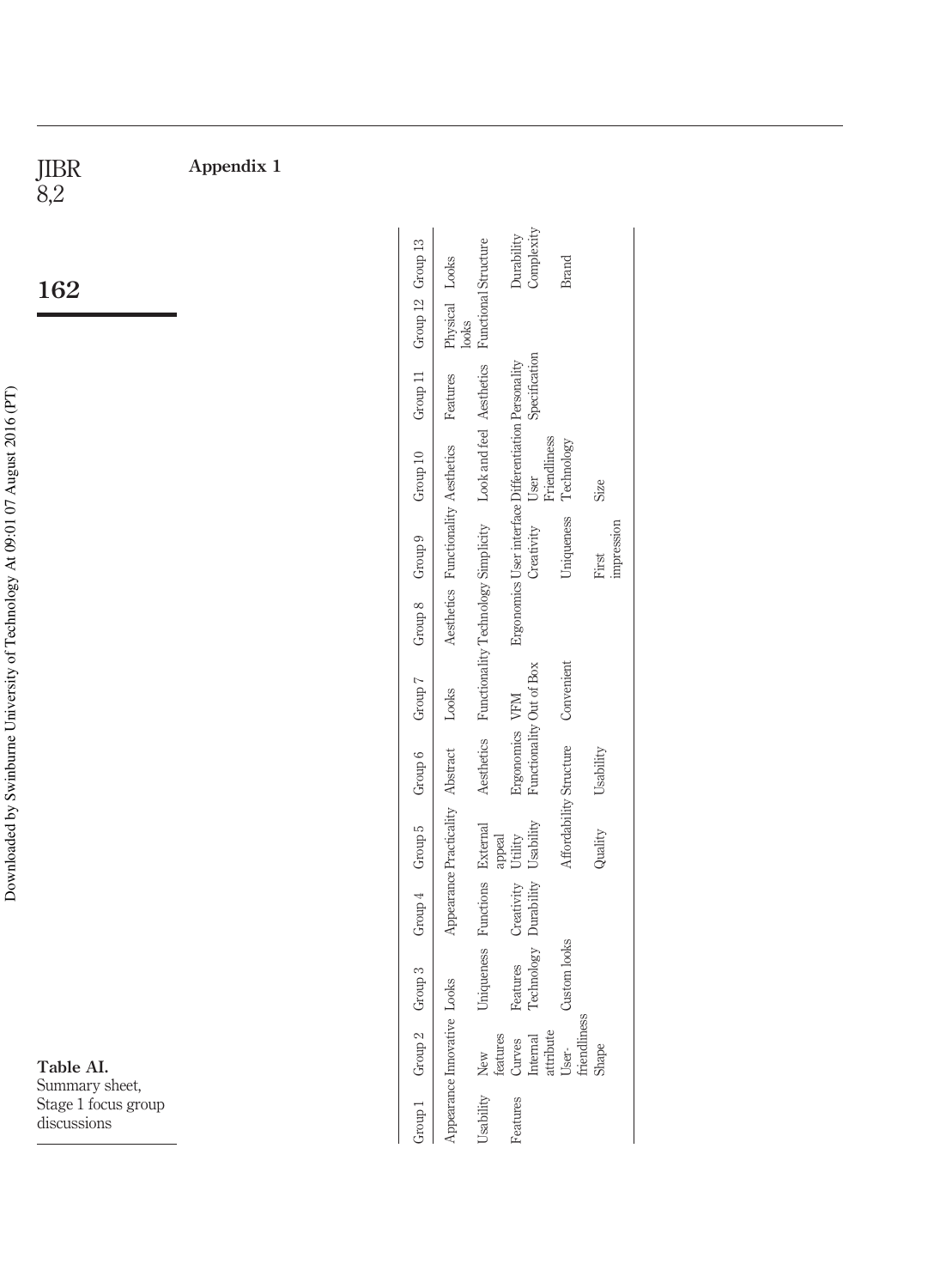## Appendix 1

**Table AI.** Summary sheet, Stage 1 focus group discussions

| Group 1 | Group 2 | Group 3 | Group 4 | Group 5 | Group 6 | Group 7 | Group 8 | Group 9 | Group 10 | Group 11 | Group 12 | Group 13 |
|---|---|---|---|---|---|---|---|---|---|---|---|---|
| Appearance | Innovative | Looks | Appearance | Practicality | Abstract | Looks | Aesthetics | Functionality | Aesthetics | Features | Physical looks | Looks |
| Usability | New features | Uniqueness | Functions | External appeal | Aesthetics | Functionality | Technology | Simplicity | Look and feel | Aesthetics | Functional | Structure |
| Features | Curves | Features | Creativity | Utility | Ergonomics | VFM | Ergonomics | User interface | Differentiation | Personality | | Durability |
| | Internal attribute | Technology | Durability | Usability | Functionality | Out of Box | | Creativity | User Friendliness | Specification | | Complexity |
| | User-friendliness | Custom looks | | Affordability | Structure | Convenient | | Uniqueness | Technology | | | Brand |
| | Shape | | | Quality | Usability | | | First impression | Size | | | |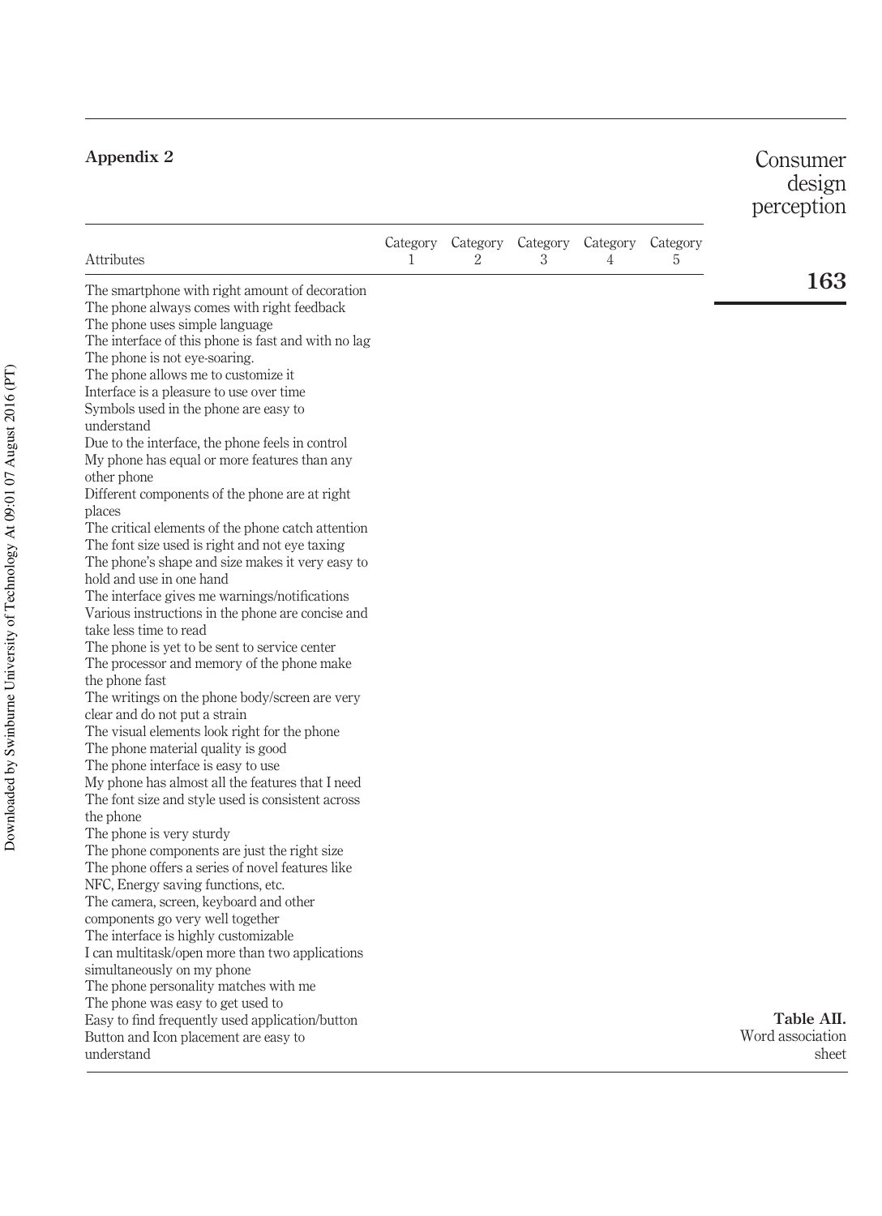## Appendix 2

| Attributes | Category 1 | Category 2 | Category 3 | Category 4 | Category 5 |
|---|---|---|---|---|---|
| The smartphone with right amount of decoration | | | | | |
| The phone always comes with right feedback | | | | | |
| The phone uses simple language | | | | | |
| The interface of this phone is fast and with no lag | | | | | |
| The phone is not eye-soaring. | | | | | |
| The phone allows me to customize it | | | | | |
| Interface is a pleasure to use over time | | | | | |
| Symbols used in the phone are easy to understand | | | | | |
| Due to the interface, the phone feels in control | | | | | |
| My phone has equal or more features than any other phone | | | | | |
| Different components of the phone are at right places | | | | | |
| The critical elements of the phone catch attention | | | | | |
| The font size used is right and not eye taxing | | | | | |
| The phone's shape and size makes it very easy to hold and use in one hand | | | | | |
| The interface gives me warnings/notifications | | | | | |
| Various instructions in the phone are concise and take less time to read | | | | | |
| The phone is yet to be sent to service center | | | | | |
| The processor and memory of the phone make the phone fast | | | | | |
| The writings on the phone body/screen are very clear and do not put a strain | | | | | |
| The visual elements look right for the phone | | | | | |
| The phone material quality is good | | | | | |
| The phone interface is easy to use | | | | | |
| My phone has almost all the features that I need | | | | | |
| The font size and style used is consistent across the phone | | | | | |
| The phone is very sturdy | | | | | |
| The phone components are just the right size | | | | | |
| The phone offers a series of novel features like NFC, Energy saving functions, etc. | | | | | |
| The camera, screen, keyboard and other components go very well together | | | | | |
| The interface is highly customizable | | | | | |
| I can multitask/open more than two applications simultaneously on my phone | | | | | |
| The phone personality matches with me | | | | | |
| The phone was easy to get used to | | | | | |
| Easy to find frequently used application/button | | | | | |
| Button and Icon placement are easy to understand | | | | | |

**Table AII.** Word association sheet